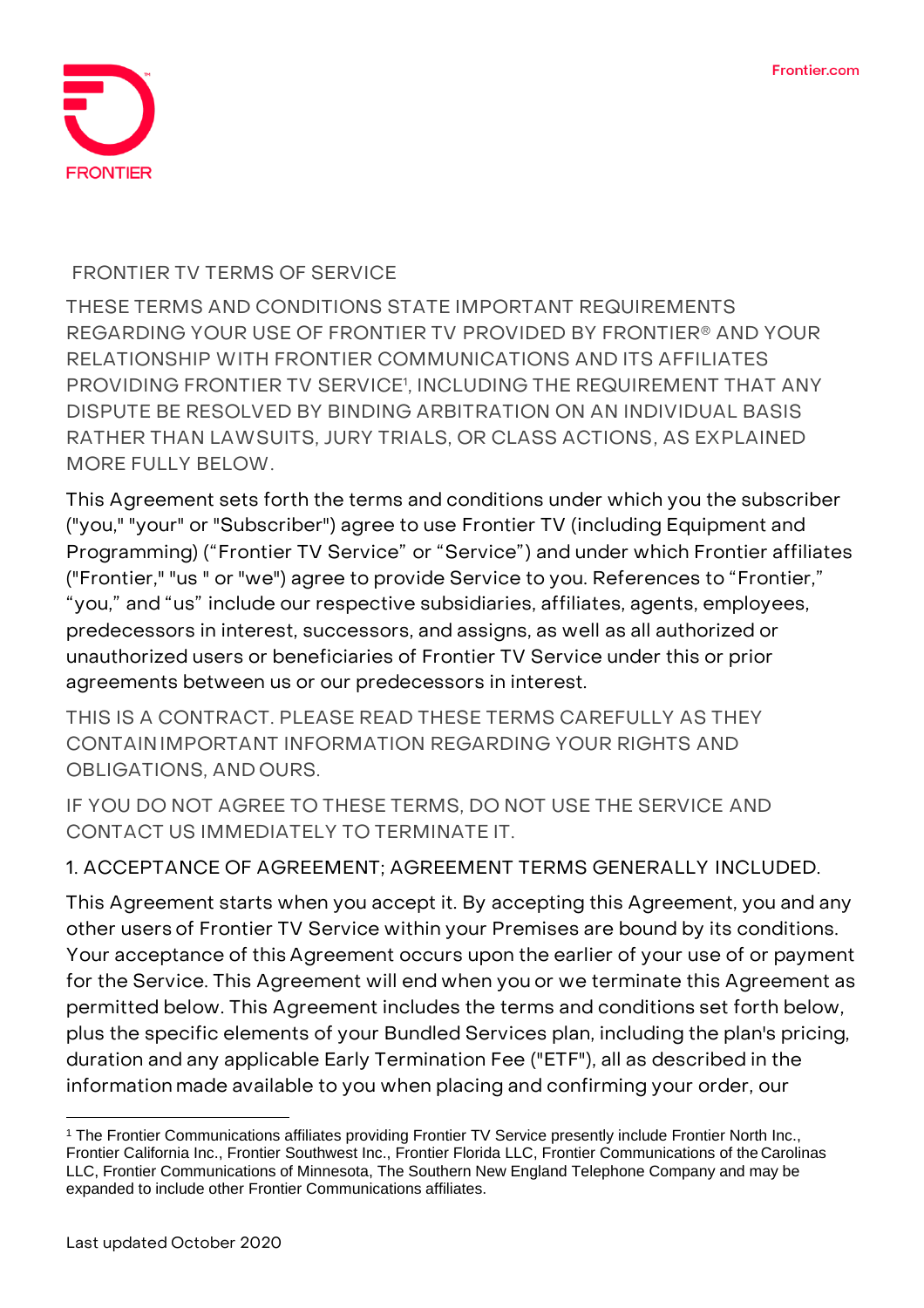# FRONTIER TV TERMS OF SERVICE

THESE TERMS AND CONDITIONS STATE IMPORTANT REQUIREMENTS REGARDING YOUR USE OF FRONTIER TV PROVIDED BY FRONTIER® AND YOUR RELATIONSHIP WITH FRONTIER COMMUNICATIONS AND ITS AFFILIATES PROVIDING FRONTIER TV SERVICE[1], INCLUDING THE REQUIREMENT THAT ANY DISPUTE BE RESOLVED BY BINDING ARBITRATION ON AN INDIVIDUAL BASIS RATHER THAN LAWSUITS, JURY TRIALS, OR CLASS ACTIONS, AS EXPLAINED MORE FULLY BELOW.

This Agreement sets forth the terms and conditions under which you the subscriber ("you," "your" or "Subscriber") agree to use Frontier TV (including Equipment and Programming) ("Frontier TV Service" or "Service") and under which Frontier affiliates ("Frontier," "us " or "we") agree to provide Service to you. References to "Frontier," "you," and "us" include our respective subsidiaries, affiliates, agents, employees, predecessors in interest, successors, and assigns, as well as all authorized or unauthorized users or beneficiaries of Frontier TV Service under this or prior agreements between us or our predecessors in interest.

THIS IS A CONTRACT. PLEASE READ THESE TERMS CAREFULLY AS THEY CONTAIN IMPORTANT INFORMATION REGARDING YOUR RIGHTS AND OBLIGATIONS, AND OURS.

IF YOU DO NOT AGREE TO THESE TERMS, DO NOT USE THE SERVICE AND CONTACT US IMMEDIATELY TO TERMINATE IT.

## 1. ACCEPTANCE OF AGREEMENT; AGREEMENT TERMS GENERALLY INCLUDED.

This Agreement starts when you accept it. By accepting this Agreement, you and any other users of Frontier TV Service within your Premises are bound by its conditions. Your acceptance of this Agreement occurs upon the earlier of your use of or payment for the Service. This Agreement will end when you or we terminate this Agreement as permitted below. This Agreement includes the terms and conditions set forth below, plus the specific elements of your Bundled Services plan, including the plan's pricing, duration and any applicable Early Termination Fee ("ETF"), all as described in the information made available to you when placing and confirming your order, our

[1] The Frontier Communications affiliates providing Frontier TV Service presently include Frontier North Inc., Frontier California Inc., Frontier Southwest Inc., Frontier Florida LLC, Frontier Communications of the Carolinas LLC, Frontier Communications of Minnesota, The Southern New England Telephone Company and may be expanded to include other Frontier Communications affiliates.

Last updated October 2020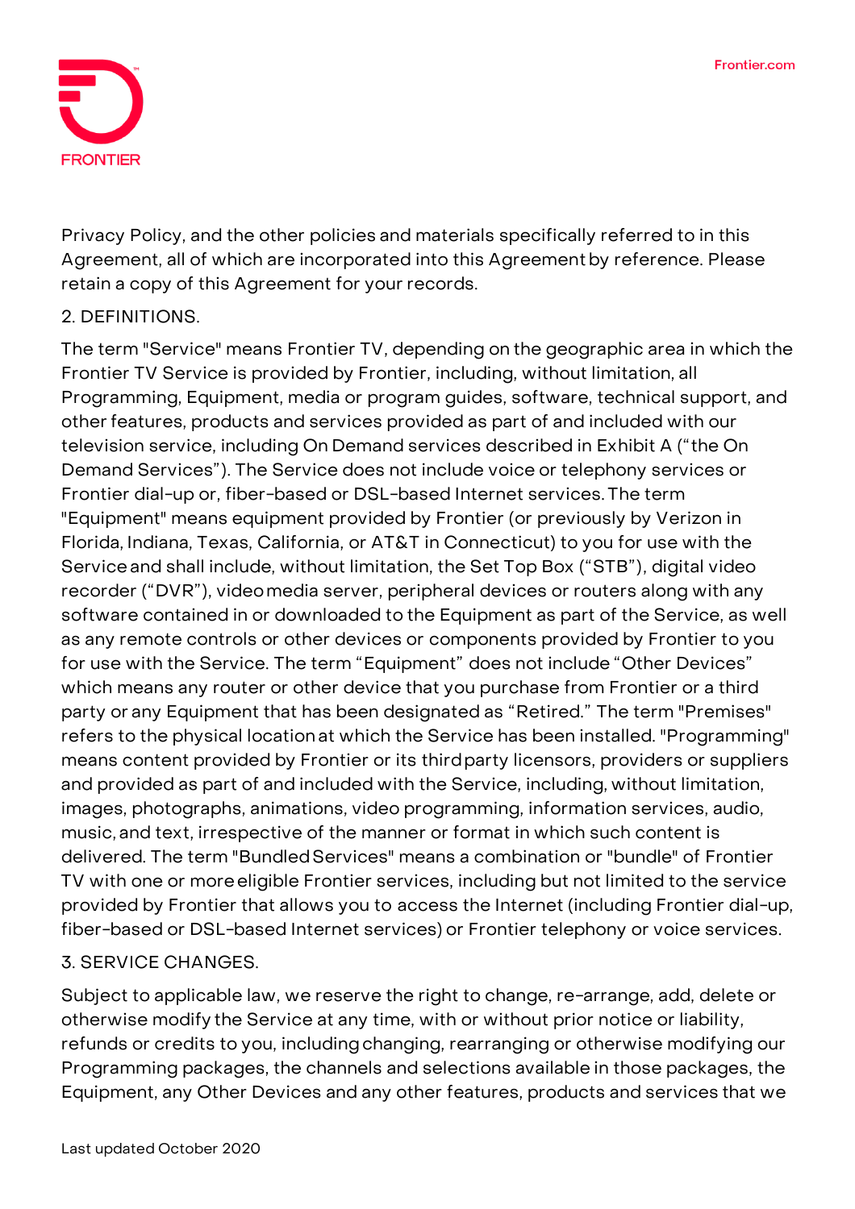Privacy Policy, and the other policies and materials specifically referred to in this Agreement, all of which are incorporated into this Agreement by reference. Please retain a copy of this Agreement for your records.

## 2. DEFINITIONS.

The term "Service" means Frontier TV, depending on the geographic area in which the Frontier TV Service is provided by Frontier, including, without limitation, all Programming, Equipment, media or program guides, software, technical support, and other features, products and services provided as part of and included with our television service, including On Demand services described in Exhibit A ("the On Demand Services"). The Service does not include voice or telephony services or Frontier dial-up or, fiber-based or DSL-based Internet services. The term "Equipment" means equipment provided by Frontier (or previously by Verizon in Florida, Indiana, Texas, California, or AT&T in Connecticut) to you for use with the Service and shall include, without limitation, the Set Top Box ("STB"), digital video recorder ("DVR"), video media server, peripheral devices or routers along with any software contained in or downloaded to the Equipment as part of the Service, as well as any remote controls or other devices or components provided by Frontier to you for use with the Service. The term "Equipment" does not include "Other Devices" which means any router or other device that you purchase from Frontier or a third party or any Equipment that has been designated as "Retired." The term "Premises" refers to the physical location at which the Service has been installed. "Programming" means content provided by Frontier or its third party licensors, providers or suppliers and provided as part of and included with the Service, including, without limitation, images, photographs, animations, video programming, information services, audio, music, and text, irrespective of the manner or format in which such content is delivered. The term "Bundled Services" means a combination or "bundle" of Frontier TV with one or more eligible Frontier services, including but not limited to the service provided by Frontier that allows you to access the Internet (including Frontier dial-up, fiber-based or DSL-based Internet services) or Frontier telephony or voice services.

## 3. SERVICE CHANGES.

Subject to applicable law, we reserve the right to change, re-arrange, add, delete or otherwise modify the Service at any time, with or without prior notice or liability, refunds or credits to you, including changing, rearranging or otherwise modifying our Programming packages, the channels and selections available in those packages, the Equipment, any Other Devices and any other features, products and services that we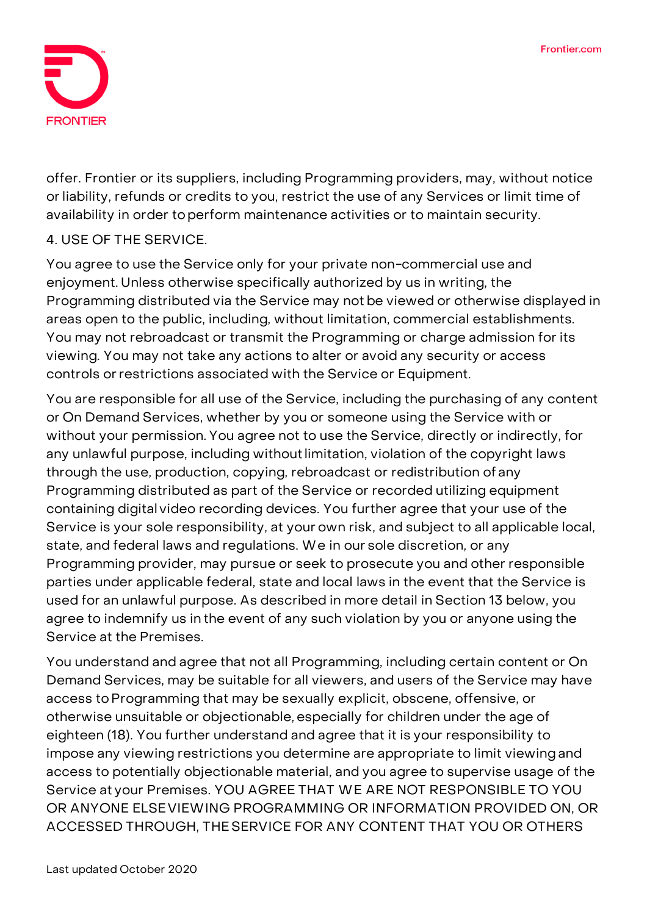offer. Frontier or its suppliers, including Programming providers, may, without notice or liability, refunds or credits to you, restrict the use of any Services or limit time of availability in order to perform maintenance activities or to maintain security.

## 4. USE OF THE SERVICE.

You agree to use the Service only for your private non-commercial use and enjoyment. Unless otherwise specifically authorized by us in writing, the Programming distributed via the Service may not be viewed or otherwise displayed in areas open to the public, including, without limitation, commercial establishments. You may not rebroadcast or transmit the Programming or charge admission for its viewing. You may not take any actions to alter or avoid any security or access controls or restrictions associated with the Service or Equipment.

You are responsible for all use of the Service, including the purchasing of any content or On Demand Services, whether by you or someone using the Service with or without your permission. You agree not to use the Service, directly or indirectly, for any unlawful purpose, including without limitation, violation of the copyright laws through the use, production, copying, rebroadcast or redistribution of any Programming distributed as part of the Service or recorded utilizing equipment containing digital video recording devices. You further agree that your use of the Service is your sole responsibility, at your own risk, and subject to all applicable local, state, and federal laws and regulations. We in our sole discretion, or any Programming provider, may pursue or seek to prosecute you and other responsible parties under applicable federal, state and local laws in the event that the Service is used for an unlawful purpose. As described in more detail in Section 13 below, you agree to indemnify us in the event of any such violation by you or anyone using the Service at the Premises.

You understand and agree that not all Programming, including certain content or On Demand Services, may be suitable for all viewers, and users of the Service may have access to Programming that may be sexually explicit, obscene, offensive, or otherwise unsuitable or objectionable, especially for children under the age of eighteen (18). You further understand and agree that it is your responsibility to impose any viewing restrictions you determine are appropriate to limit viewing and access to potentially objectionable material, and you agree to supervise usage of the Service at your Premises. YOU AGREE THAT WE ARE NOT RESPONSIBLE TO YOU OR ANYONE ELSE VIEWING PROGRAMMING OR INFORMATION PROVIDED ON, OR ACCESSED THROUGH, THE SERVICE FOR ANY CONTENT THAT YOU OR OTHERS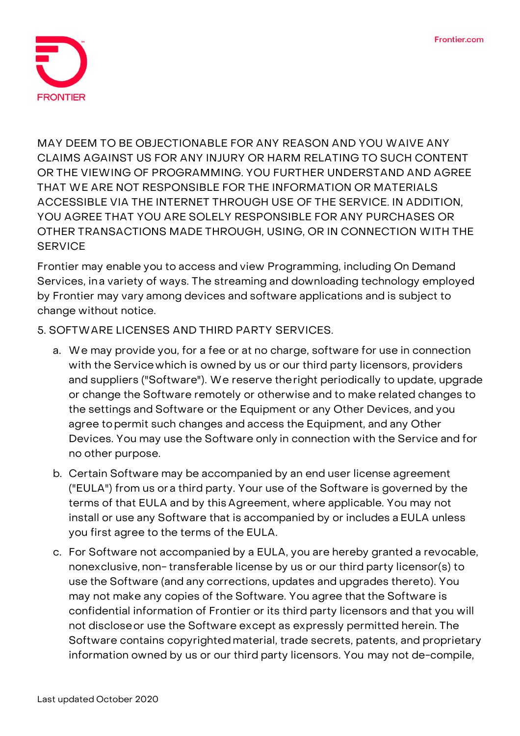MAY DEEM TO BE OBJECTIONABLE FOR ANY REASON AND YOU WAIVE ANY CLAIMS AGAINST US FOR ANY INJURY OR HARM RELATING TO SUCH CONTENT OR THE VIEWING OF PROGRAMMING. YOU FURTHER UNDERSTAND AND AGREE THAT WE ARE NOT RESPONSIBLE FOR THE INFORMATION OR MATERIALS ACCESSIBLE VIA THE INTERNET THROUGH USE OF THE SERVICE. IN ADDITION, YOU AGREE THAT YOU ARE SOLELY RESPONSIBLE FOR ANY PURCHASES OR OTHER TRANSACTIONS MADE THROUGH, USING, OR IN CONNECTION WITH THE SERVICE

Frontier may enable you to access and view Programming, including On Demand Services, in a variety of ways. The streaming and downloading technology employed by Frontier may vary among devices and software applications and is subject to change without notice.

5. SOFTWARE LICENSES AND THIRD PARTY SERVICES.

a. We may provide you, for a fee or at no charge, software for use in connection with the Service which is owned by us or our third party licensors, providers and suppliers ("Software"). We reserve the right periodically to update, upgrade or change the Software remotely or otherwise and to make related changes to the settings and Software or the Equipment or any Other Devices, and you agree to permit such changes and access the Equipment, and any Other Devices. You may use the Software only in connection with the Service and for no other purpose.

b. Certain Software may be accompanied by an end user license agreement ("EULA") from us or a third party. Your use of the Software is governed by the terms of that EULA and by this Agreement, where applicable. You may not install or use any Software that is accompanied by or includes a EULA unless you first agree to the terms of the EULA.

c. For Software not accompanied by a EULA, you are hereby granted a revocable, nonexclusive, non- transferable license by us or our third party licensor(s) to use the Software (and any corrections, updates and upgrades thereto). You may not make any copies of the Software. You agree that the Software is confidential information of Frontier or its third party licensors and that you will not disclose or use the Software except as expressly permitted herein. The Software contains copyrighted material, trade secrets, patents, and proprietary information owned by us or our third party licensors. You may not de-compile,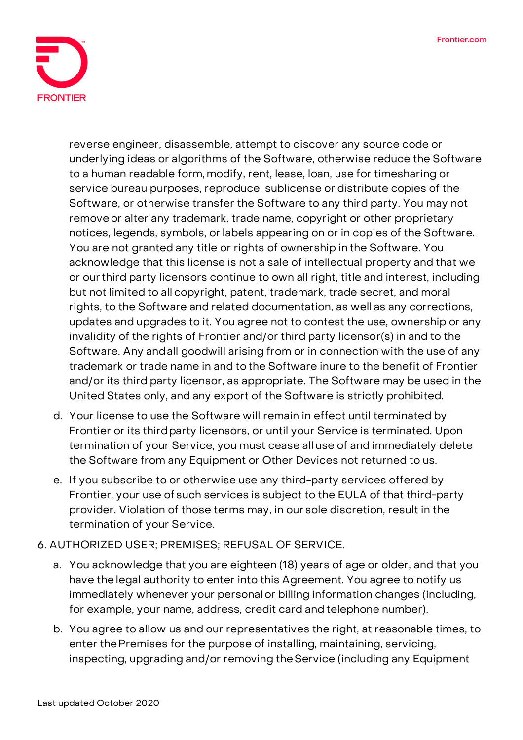reverse engineer, disassemble, attempt to discover any source code or underlying ideas or algorithms of the Software, otherwise reduce the Software to a human readable form, modify, rent, lease, loan, use for timesharing or service bureau purposes, reproduce, sublicense or distribute copies of the Software, or otherwise transfer the Software to any third party. You may not remove or alter any trademark, trade name, copyright or other proprietary notices, legends, symbols, or labels appearing on or in copies of the Software. You are not granted any title or rights of ownership in the Software. You acknowledge that this license is not a sale of intellectual property and that we or our third party licensors continue to own all right, title and interest, including but not limited to all copyright, patent, trademark, trade secret, and moral rights, to the Software and related documentation, as well as any corrections, updates and upgrades to it. You agree not to contest the use, ownership or any invalidity of the rights of Frontier and/or third party licensor(s) in and to the Software. Any and all goodwill arising from or in connection with the use of any trademark or trade name in and to the Software inure to the benefit of Frontier and/or its third party licensor, as appropriate. The Software may be used in the United States only, and any export of the Software is strictly prohibited.

d. Your license to use the Software will remain in effect until terminated by Frontier or its third party licensors, or until your Service is terminated. Upon termination of your Service, you must cease all use of and immediately delete the Software from any Equipment or Other Devices not returned to us.

e. If you subscribe to or otherwise use any third-party services offered by Frontier, your use of such services is subject to the EULA of that third-party provider. Violation of those terms may, in our sole discretion, result in the termination of your Service.

6. AUTHORIZED USER; PREMISES; REFUSAL OF SERVICE.

a. You acknowledge that you are eighteen (18) years of age or older, and that you have the legal authority to enter into this Agreement. You agree to notify us immediately whenever your personal or billing information changes (including, for example, your name, address, credit card and telephone number).

b. You agree to allow us and our representatives the right, at reasonable times, to enter the Premises for the purpose of installing, maintaining, servicing, inspecting, upgrading and/or removing the Service (including any Equipment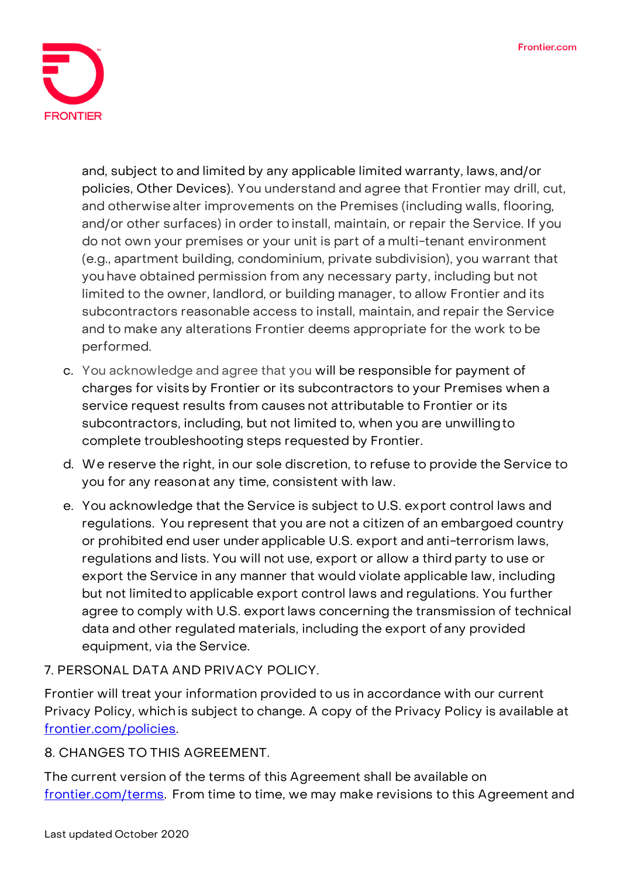and, subject to and limited by any applicable limited warranty, laws, and/or policies, Other Devices). You understand and agree that Frontier may drill, cut, and otherwise alter improvements on the Premises (including walls, flooring, and/or other surfaces) in order to install, maintain, or repair the Service. If you do not own your premises or your unit is part of a multi-tenant environment (e.g., apartment building, condominium, private subdivision), you warrant that you have obtained permission from any necessary party, including but not limited to the owner, landlord, or building manager, to allow Frontier and its subcontractors reasonable access to install, maintain, and repair the Service and to make any alterations Frontier deems appropriate for the work to be performed.

c. You acknowledge and agree that you will be responsible for payment of charges for visits by Frontier or its subcontractors to your Premises when a service request results from causes not attributable to Frontier or its subcontractors, including, but not limited to, when you are unwilling to complete troubleshooting steps requested by Frontier.

d. We reserve the right, in our sole discretion, to refuse to provide the Service to you for any reason at any time, consistent with law.

e. You acknowledge that the Service is subject to U.S. export control laws and regulations. You represent that you are not a citizen of an embargoed country or prohibited end user under applicable U.S. export and anti-terrorism laws, regulations and lists. You will not use, export or allow a third party to use or export the Service in any manner that would violate applicable law, including but not limited to applicable export control laws and regulations. You further agree to comply with U.S. export laws concerning the transmission of technical data and other regulated materials, including the export of any provided equipment, via the Service.

7. PERSONAL DATA AND PRIVACY POLICY.

Frontier will treat your information provided to us in accordance with our current Privacy Policy, which is subject to change. A copy of the Privacy Policy is available at [frontier.com/policies](frontier.com/policies).

8. CHANGES TO THIS AGREEMENT.

The current version of the terms of this Agreement shall be available on [frontier.com/terms](frontier.com/terms). From time to time, we may make revisions to this Agreement and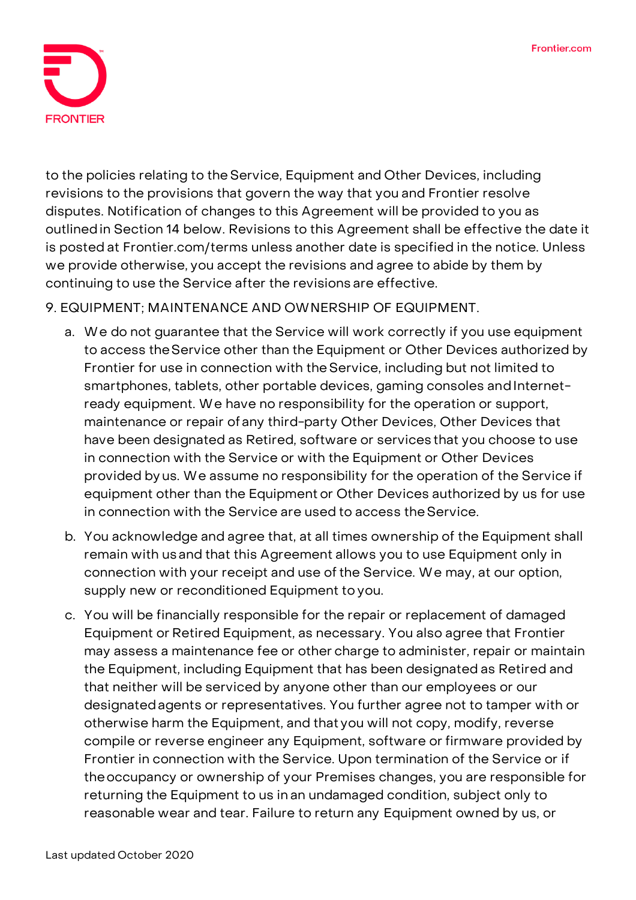to the policies relating to the Service, Equipment and Other Devices, including revisions to the provisions that govern the way that you and Frontier resolve disputes. Notification of changes to this Agreement will be provided to you as outlined in Section 14 below. Revisions to this Agreement shall be effective the date it is posted at Frontier.com/terms unless another date is specified in the notice. Unless we provide otherwise, you accept the revisions and agree to abide by them by continuing to use the Service after the revisions are effective.

9. EQUIPMENT; MAINTENANCE AND OWNERSHIP OF EQUIPMENT.

a. We do not guarantee that the Service will work correctly if you use equipment to access the Service other than the Equipment or Other Devices authorized by Frontier for use in connection with the Service, including but not limited to smartphones, tablets, other portable devices, gaming consoles and Internet-ready equipment. We have no responsibility for the operation or support, maintenance or repair of any third-party Other Devices, Other Devices that have been designated as Retired, software or services that you choose to use in connection with the Service or with the Equipment or Other Devices provided by us. We assume no responsibility for the operation of the Service if equipment other than the Equipment or Other Devices authorized by us for use in connection with the Service are used to access the Service.

b. You acknowledge and agree that, at all times ownership of the Equipment shall remain with us and that this Agreement allows you to use Equipment only in connection with your receipt and use of the Service. We may, at our option, supply new or reconditioned Equipment to you.

c. You will be financially responsible for the repair or replacement of damaged Equipment or Retired Equipment, as necessary. You also agree that Frontier may assess a maintenance fee or other charge to administer, repair or maintain the Equipment, including Equipment that has been designated as Retired and that neither will be serviced by anyone other than our employees or our designated agents or representatives. You further agree not to tamper with or otherwise harm the Equipment, and that you will not copy, modify, reverse compile or reverse engineer any Equipment, software or firmware provided by Frontier in connection with the Service. Upon termination of the Service or if the occupancy or ownership of your Premises changes, you are responsible for returning the Equipment to us in an undamaged condition, subject only to reasonable wear and tear. Failure to return any Equipment owned by us, or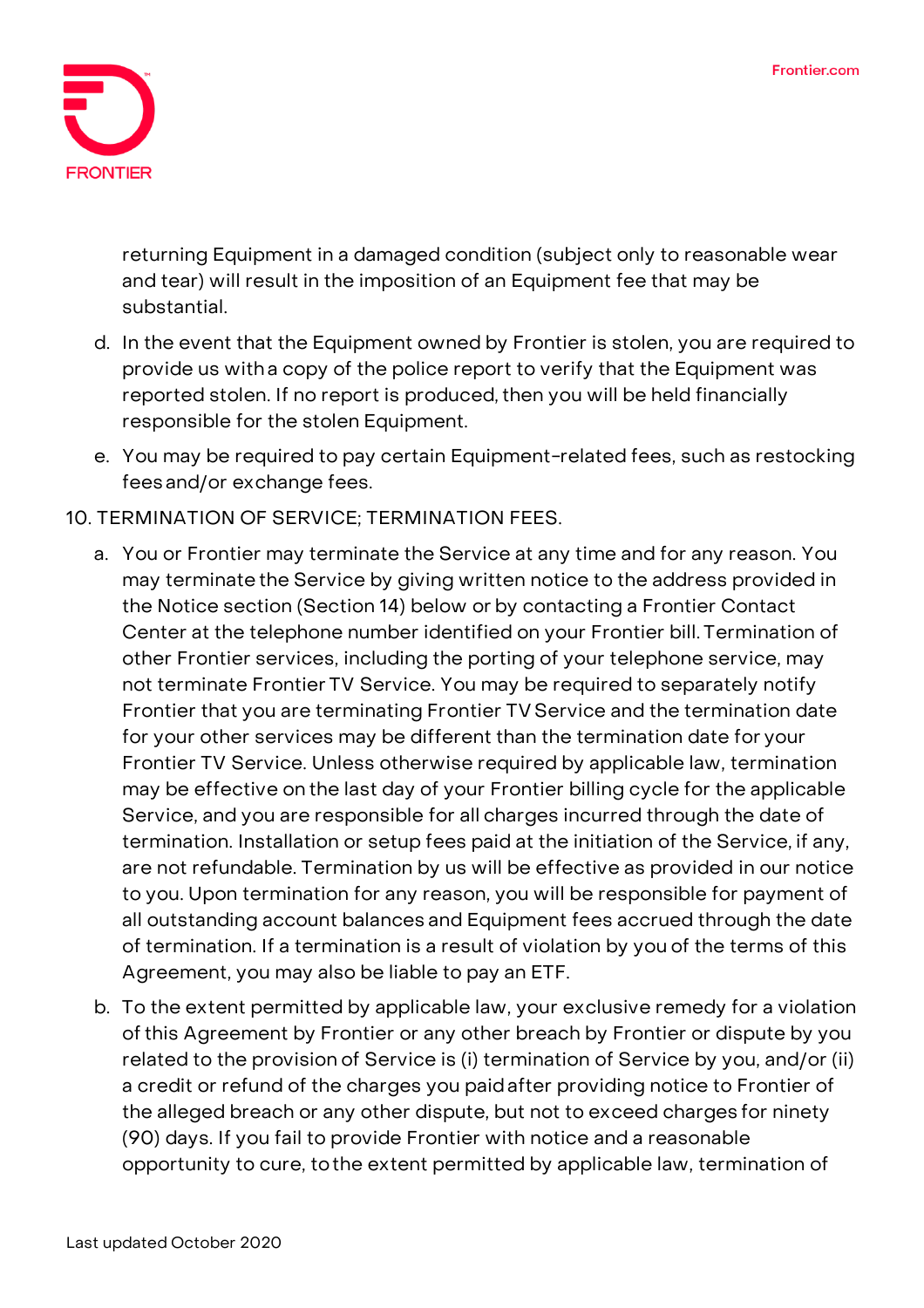returning Equipment in a damaged condition (subject only to reasonable wear and tear) will result in the imposition of an Equipment fee that may be substantial.

d. In the event that the Equipment owned by Frontier is stolen, you are required to provide us with a copy of the police report to verify that the Equipment was reported stolen. If no report is produced, then you will be held financially responsible for the stolen Equipment.

e. You may be required to pay certain Equipment-related fees, such as restocking fees and/or exchange fees.

10. TERMINATION OF SERVICE; TERMINATION FEES.

a. You or Frontier may terminate the Service at any time and for any reason. You may terminate the Service by giving written notice to the address provided in the Notice section (Section 14) below or by contacting a Frontier Contact Center at the telephone number identified on your Frontier bill. Termination of other Frontier services, including the porting of your telephone service, may not terminate Frontier TV Service. You may be required to separately notify Frontier that you are terminating Frontier TV Service and the termination date for your other services may be different than the termination date for your Frontier TV Service. Unless otherwise required by applicable law, termination may be effective on the last day of your Frontier billing cycle for the applicable Service, and you are responsible for all charges incurred through the date of termination. Installation or setup fees paid at the initiation of the Service, if any, are not refundable. Termination by us will be effective as provided in our notice to you. Upon termination for any reason, you will be responsible for payment of all outstanding account balances and Equipment fees accrued through the date of termination. If a termination is a result of violation by you of the terms of this Agreement, you may also be liable to pay an ETF.

b. To the extent permitted by applicable law, your exclusive remedy for a violation of this Agreement by Frontier or any other breach by Frontier or dispute by you related to the provision of Service is (i) termination of Service by you, and/or (ii) a credit or refund of the charges you paid after providing notice to Frontier of the alleged breach or any other dispute, but not to exceed charges for ninety (90) days. If you fail to provide Frontier with notice and a reasonable opportunity to cure, to the extent permitted by applicable law, termination of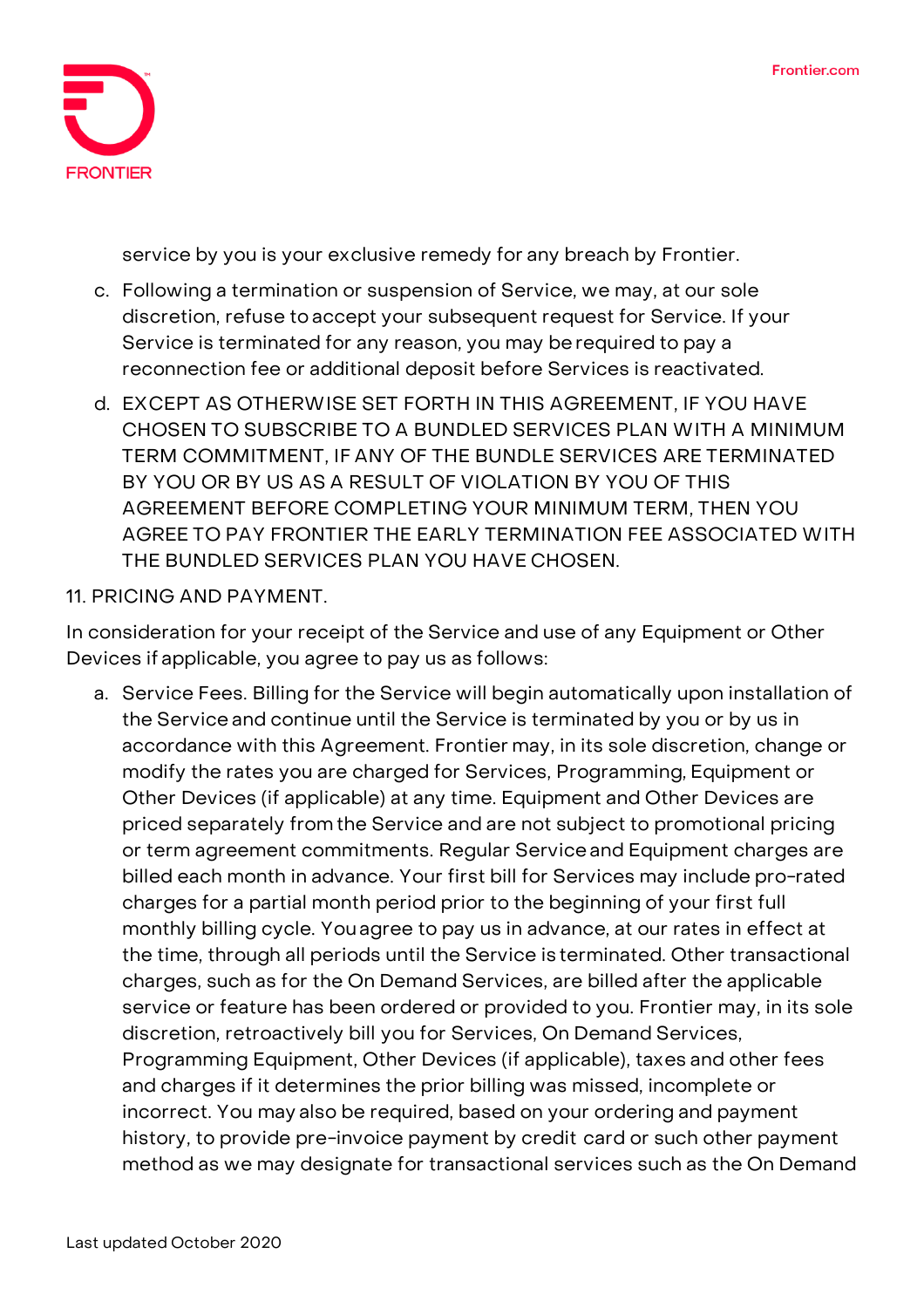service by you is your exclusive remedy for any breach by Frontier.

c. Following a termination or suspension of Service, we may, at our sole discretion, refuse to accept your subsequent request for Service. If your Service is terminated for any reason, you may be required to pay a reconnection fee or additional deposit before Services is reactivated.

d. EXCEPT AS OTHERWISE SET FORTH IN THIS AGREEMENT, IF YOU HAVE CHOSEN TO SUBSCRIBE TO A BUNDLED SERVICES PLAN WITH A MINIMUM TERM COMMITMENT, IF ANY OF THE BUNDLE SERVICES ARE TERMINATED BY YOU OR BY US AS A RESULT OF VIOLATION BY YOU OF THIS AGREEMENT BEFORE COMPLETING YOUR MINIMUM TERM, THEN YOU AGREE TO PAY FRONTIER THE EARLY TERMINATION FEE ASSOCIATED WITH THE BUNDLED SERVICES PLAN YOU HAVE CHOSEN.

11. PRICING AND PAYMENT.

In consideration for your receipt of the Service and use of any Equipment or Other Devices if applicable, you agree to pay us as follows:

a. Service Fees. Billing for the Service will begin automatically upon installation of the Service and continue until the Service is terminated by you or by us in accordance with this Agreement. Frontier may, in its sole discretion, change or modify the rates you are charged for Services, Programming, Equipment or Other Devices (if applicable) at any time. Equipment and Other Devices are priced separately from the Service and are not subject to promotional pricing or term agreement commitments. Regular Service and Equipment charges are billed each month in advance. Your first bill for Services may include pro-rated charges for a partial month period prior to the beginning of your first full monthly billing cycle. You agree to pay us in advance, at our rates in effect at the time, through all periods until the Service is terminated. Other transactional charges, such as for the On Demand Services, are billed after the applicable service or feature has been ordered or provided to you. Frontier may, in its sole discretion, retroactively bill you for Services, On Demand Services, Programming Equipment, Other Devices (if applicable), taxes and other fees and charges if it determines the prior billing was missed, incomplete or incorrect. You may also be required, based on your ordering and payment history, to provide pre-invoice payment by credit card or such other payment method as we may designate for transactional services such as the On Demand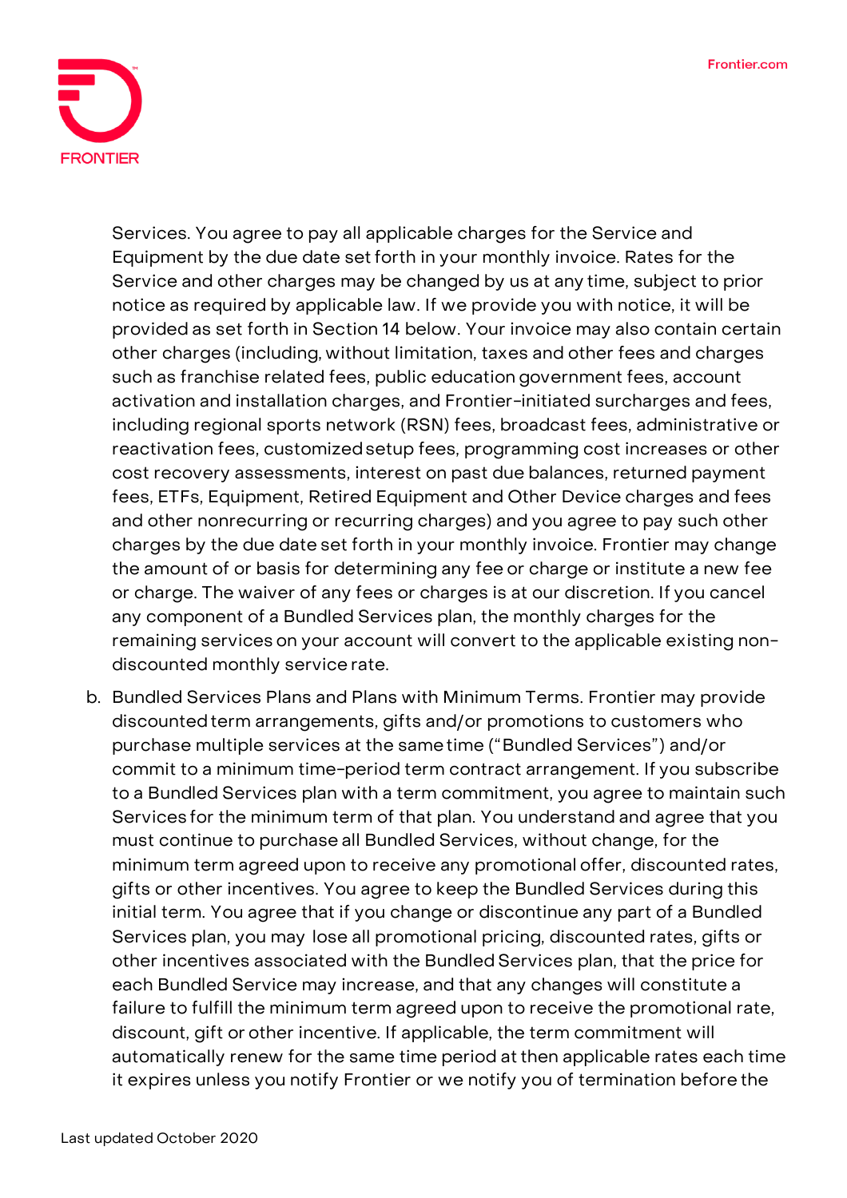Services. You agree to pay all applicable charges for the Service and Equipment by the due date set forth in your monthly invoice. Rates for the Service and other charges may be changed by us at any time, subject to prior notice as required by applicable law. If we provide you with notice, it will be provided as set forth in Section 14 below. Your invoice may also contain certain other charges (including, without limitation, taxes and other fees and charges such as franchise related fees, public education government fees, account activation and installation charges, and Frontier-initiated surcharges and fees, including regional sports network (RSN) fees, broadcast fees, administrative or reactivation fees, customized setup fees, programming cost increases or other cost recovery assessments, interest on past due balances, returned payment fees, ETFs, Equipment, Retired Equipment and Other Device charges and fees and other nonrecurring or recurring charges) and you agree to pay such other charges by the due date set forth in your monthly invoice. Frontier may change the amount of or basis for determining any fee or charge or institute a new fee or charge. The waiver of any fees or charges is at our discretion. If you cancel any component of a Bundled Services plan, the monthly charges for the remaining services on your account will convert to the applicable existing non-discounted monthly service rate.

b. Bundled Services Plans and Plans with Minimum Terms. Frontier may provide discounted term arrangements, gifts and/or promotions to customers who purchase multiple services at the same time ("Bundled Services") and/or commit to a minimum time-period term contract arrangement. If you subscribe to a Bundled Services plan with a term commitment, you agree to maintain such Services for the minimum term of that plan. You understand and agree that you must continue to purchase all Bundled Services, without change, for the minimum term agreed upon to receive any promotional offer, discounted rates, gifts or other incentives. You agree to keep the Bundled Services during this initial term. You agree that if you change or discontinue any part of a Bundled Services plan, you may lose all promotional pricing, discounted rates, gifts or other incentives associated with the Bundled Services plan, that the price for each Bundled Service may increase, and that any changes will constitute a failure to fulfill the minimum term agreed upon to receive the promotional rate, discount, gift or other incentive. If applicable, the term commitment will automatically renew for the same time period at then applicable rates each time it expires unless you notify Frontier or we notify you of termination before the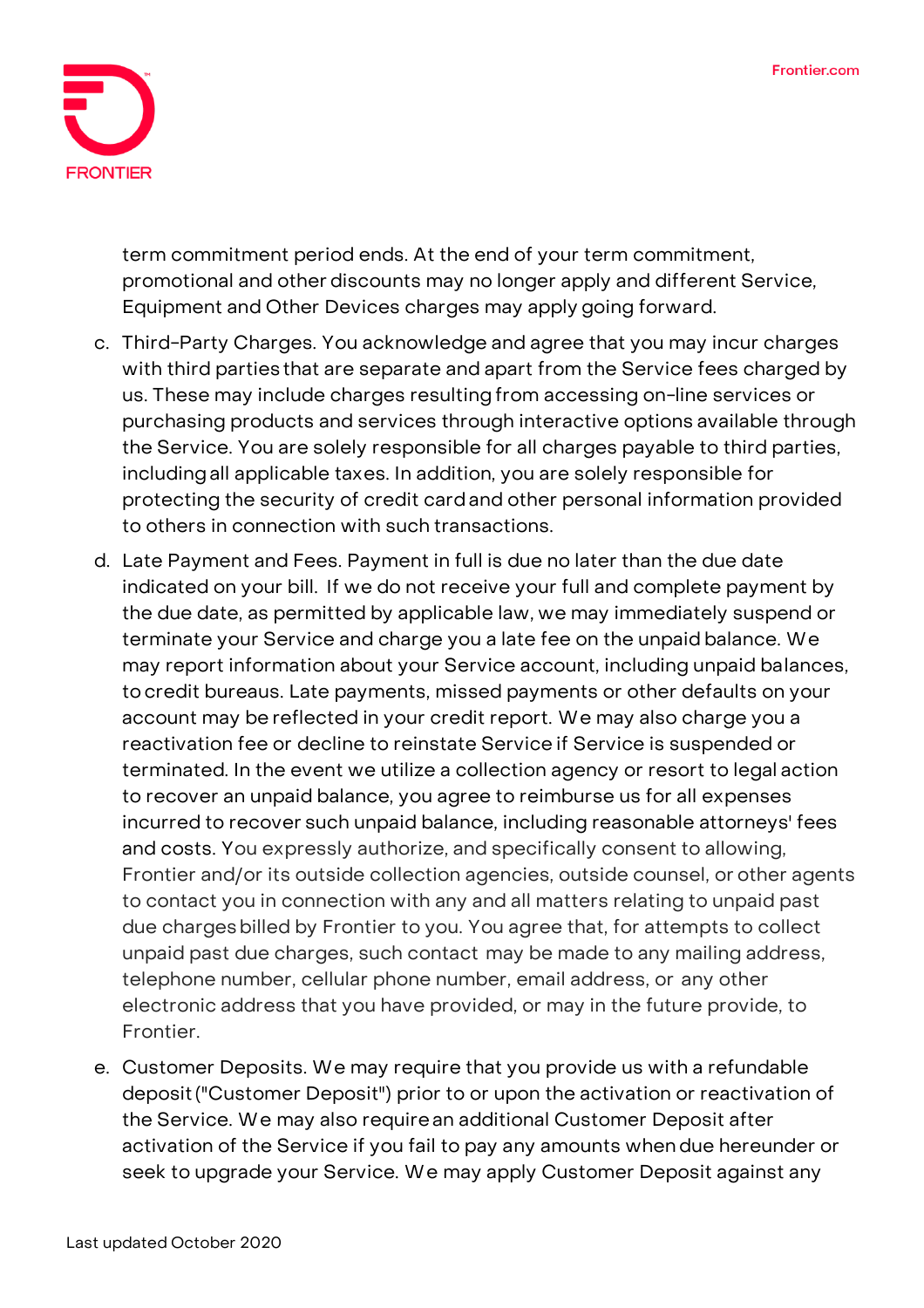term commitment period ends. At the end of your term commitment, promotional and other discounts may no longer apply and different Service, Equipment and Other Devices charges may apply going forward.

c. Third-Party Charges. You acknowledge and agree that you may incur charges with third parties that are separate and apart from the Service fees charged by us. These may include charges resulting from accessing on-line services or purchasing products and services through interactive options available through the Service. You are solely responsible for all charges payable to third parties, including all applicable taxes. In addition, you are solely responsible for protecting the security of credit card and other personal information provided to others in connection with such transactions.

d. Late Payment and Fees. Payment in full is due no later than the due date indicated on your bill. If we do not receive your full and complete payment by the due date, as permitted by applicable law, we may immediately suspend or terminate your Service and charge you a late fee on the unpaid balance. We may report information about your Service account, including unpaid balances, to credit bureaus. Late payments, missed payments or other defaults on your account may be reflected in your credit report. We may also charge you a reactivation fee or decline to reinstate Service if Service is suspended or terminated. In the event we utilize a collection agency or resort to legal action to recover an unpaid balance, you agree to reimburse us for all expenses incurred to recover such unpaid balance, including reasonable attorneys' fees and costs. You expressly authorize, and specifically consent to allowing, Frontier and/or its outside collection agencies, outside counsel, or other agents to contact you in connection with any and all matters relating to unpaid past due charges billed by Frontier to you. You agree that, for attempts to collect unpaid past due charges, such contact may be made to any mailing address, telephone number, cellular phone number, email address, or any other electronic address that you have provided, or may in the future provide, to Frontier.

e. Customer Deposits. We may require that you provide us with a refundable deposit ("Customer Deposit") prior to or upon the activation or reactivation of the Service. We may also require an additional Customer Deposit after activation of the Service if you fail to pay any amounts when due hereunder or seek to upgrade your Service. We may apply Customer Deposit against any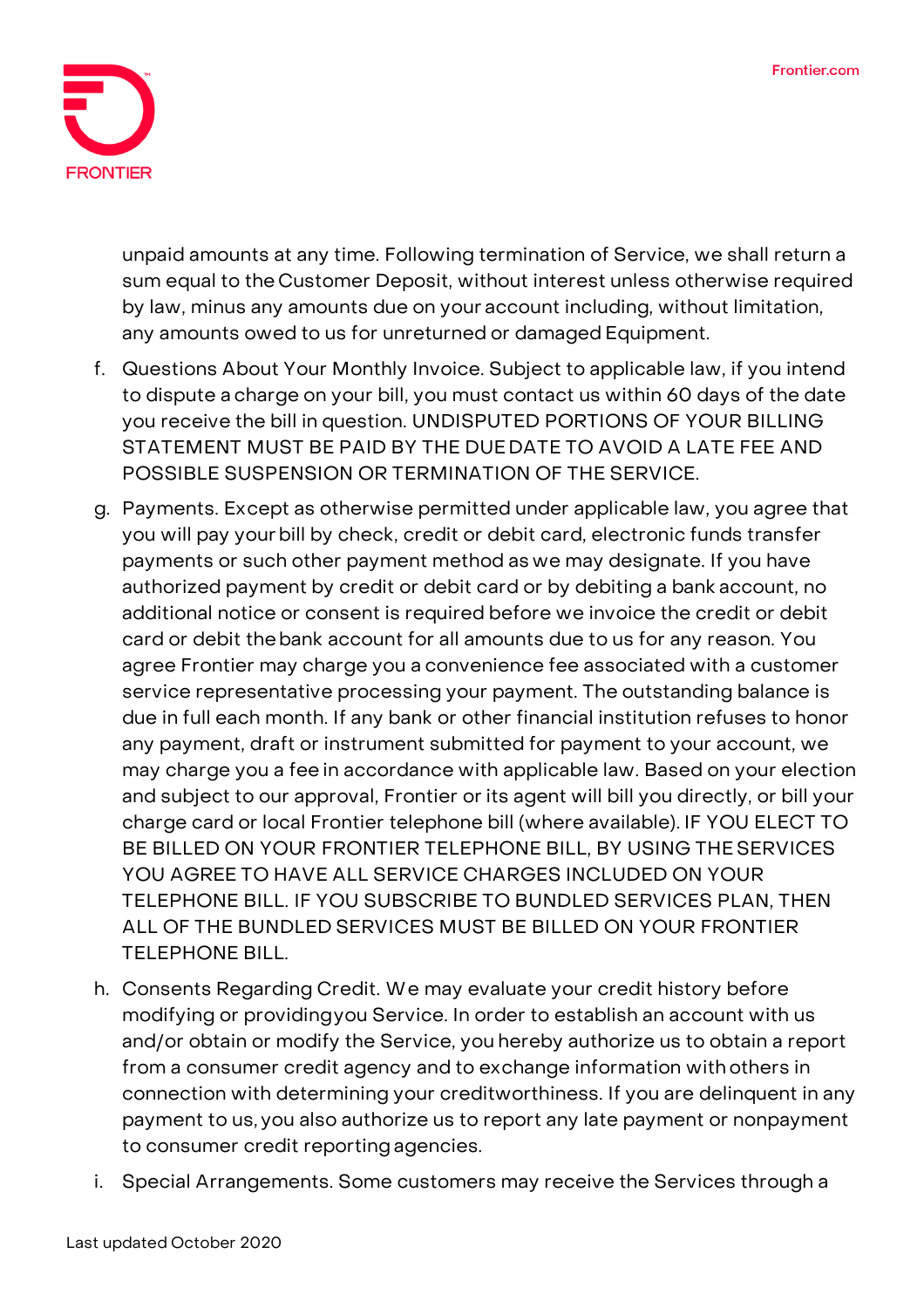unpaid amounts at any time. Following termination of Service, we shall return a sum equal to the Customer Deposit, without interest unless otherwise required by law, minus any amounts due on your account including, without limitation, any amounts owed to us for unreturned or damaged Equipment.

f. Questions About Your Monthly Invoice. Subject to applicable law, if you intend to dispute a charge on your bill, you must contact us within 60 days of the date you receive the bill in question. UNDISPUTED PORTIONS OF YOUR BILLING STATEMENT MUST BE PAID BY THE DUE DATE TO AVOID A LATE FEE AND POSSIBLE SUSPENSION OR TERMINATION OF THE SERVICE.

g. Payments. Except as otherwise permitted under applicable law, you agree that you will pay your bill by check, credit or debit card, electronic funds transfer payments or such other payment method as we may designate. If you have authorized payment by credit or debit card or by debiting a bank account, no additional notice or consent is required before we invoice the credit or debit card or debit the bank account for all amounts due to us for any reason. You agree Frontier may charge you a convenience fee associated with a customer service representative processing your payment. The outstanding balance is due in full each month. If any bank or other financial institution refuses to honor any payment, draft or instrument submitted for payment to your account, we may charge you a fee in accordance with applicable law. Based on your election and subject to our approval, Frontier or its agent will bill you directly, or bill your charge card or local Frontier telephone bill (where available). IF YOU ELECT TO BE BILLED ON YOUR FRONTIER TELEPHONE BILL, BY USING THE SERVICES YOU AGREE TO HAVE ALL SERVICE CHARGES INCLUDED ON YOUR TELEPHONE BILL. IF YOU SUBSCRIBE TO BUNDLED SERVICES PLAN, THEN ALL OF THE BUNDLED SERVICES MUST BE BILLED ON YOUR FRONTIER TELEPHONE BILL.

h. Consents Regarding Credit. We may evaluate your credit history before modifying or providing you Service. In order to establish an account with us and/or obtain or modify the Service, you hereby authorize us to obtain a report from a consumer credit agency and to exchange information with others in connection with determining your creditworthiness. If you are delinquent in any payment to us, you also authorize us to report any late payment or nonpayment to consumer credit reporting agencies.

i. Special Arrangements. Some customers may receive the Services through a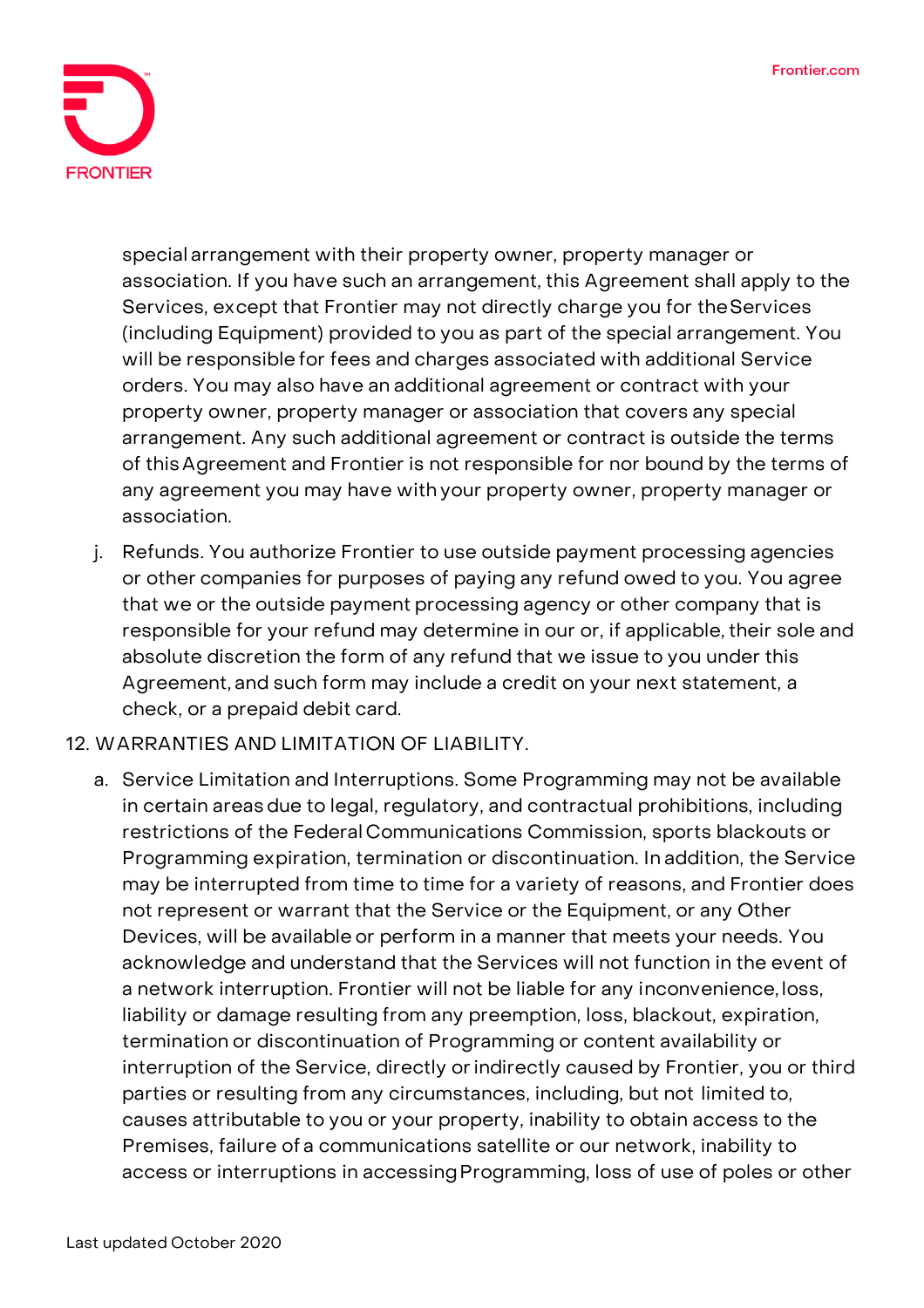special arrangement with their property owner, property manager or association. If you have such an arrangement, this Agreement shall apply to the Services, except that Frontier may not directly charge you for the Services (including Equipment) provided to you as part of the special arrangement. You will be responsible for fees and charges associated with additional Service orders. You may also have an additional agreement or contract with your property owner, property manager or association that covers any special arrangement. Any such additional agreement or contract is outside the terms of this Agreement and Frontier is not responsible for nor bound by the terms of any agreement you may have with your property owner, property manager or association.

j. Refunds*.* You authorize Frontier to use outside payment processing agencies or other companies for purposes of paying any refund owed to you. You agree that we or the outside payment processing agency or other company that is responsible for your refund may determine in our or, if applicable, their sole and absolute discretion the form of any refund that we issue to you under this Agreement, and such form may include a credit on your next statement, a check, or a prepaid debit card.

12. WARRANTIES AND LIMITATION OF LIABILITY.

a. Service Limitation and Interruptions. Some Programming may not be available in certain areas due to legal, regulatory, and contractual prohibitions, including restrictions of the Federal Communications Commission, sports blackouts or Programming expiration, termination or discontinuation. In addition, the Service may be interrupted from time to time for a variety of reasons, and Frontier does not represent or warrant that the Service or the Equipment, or any Other Devices, will be available or perform in a manner that meets your needs. You acknowledge and understand that the Services will not function in the event of a network interruption. Frontier will not be liable for any inconvenience, loss, liability or damage resulting from any preemption, loss, blackout, expiration, termination or discontinuation of Programming or content availability or interruption of the Service, directly or indirectly caused by Frontier, you or third parties or resulting from any circumstances, including, but not limited to, causes attributable to you or your property, inability to obtain access to the Premises, failure of a communications satellite or our network, inability to access or interruptions in accessing Programming, loss of use of poles or other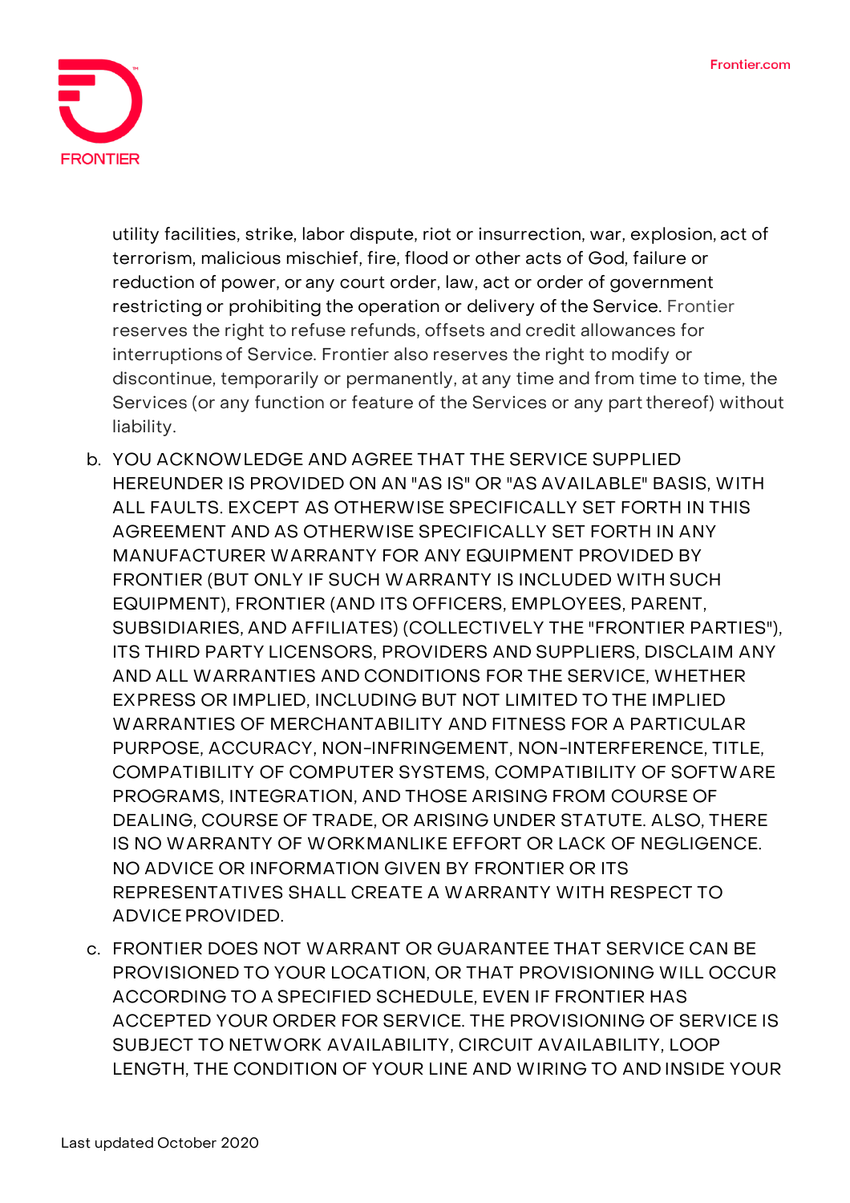utility facilities, strike, labor dispute, riot or insurrection, war, explosion, act of terrorism, malicious mischief, fire, flood or other acts of God, failure or reduction of power, or any court order, law, act or order of government restricting or prohibiting the operation or delivery of the Service. Frontier reserves the right to refuse refunds, offsets and credit allowances for interruptions of Service. Frontier also reserves the right to modify or discontinue, temporarily or permanently, at any time and from time to time, the Services (or any function or feature of the Services or any part thereof) without liability.

b. YOU ACKNOWLEDGE AND AGREE THAT THE SERVICE SUPPLIED HEREUNDER IS PROVIDED ON AN "AS IS" OR "AS AVAILABLE" BASIS, WITH ALL FAULTS. EXCEPT AS OTHERWISE SPECIFICALLY SET FORTH IN THIS AGREEMENT AND AS OTHERWISE SPECIFICALLY SET FORTH IN ANY MANUFACTURER WARRANTY FOR ANY EQUIPMENT PROVIDED BY FRONTIER (BUT ONLY IF SUCH WARRANTY IS INCLUDED WITH SUCH EQUIPMENT), FRONTIER (AND ITS OFFICERS, EMPLOYEES, PARENT, SUBSIDIARIES, AND AFFILIATES) (COLLECTIVELY THE "FRONTIER PARTIES"), ITS THIRD PARTY LICENSORS, PROVIDERS AND SUPPLIERS, DISCLAIM ANY AND ALL WARRANTIES AND CONDITIONS FOR THE SERVICE, WHETHER EXPRESS OR IMPLIED, INCLUDING BUT NOT LIMITED TO THE IMPLIED WARRANTIES OF MERCHANTABILITY AND FITNESS FOR A PARTICULAR PURPOSE, ACCURACY, NON-INFRINGEMENT, NON-INTERFERENCE, TITLE, COMPATIBILITY OF COMPUTER SYSTEMS, COMPATIBILITY OF SOFTWARE PROGRAMS, INTEGRATION, AND THOSE ARISING FROM COURSE OF DEALING, COURSE OF TRADE, OR ARISING UNDER STATUTE. ALSO, THERE IS NO WARRANTY OF WORKMANLIKE EFFORT OR LACK OF NEGLIGENCE. NO ADVICE OR INFORMATION GIVEN BY FRONTIER OR ITS REPRESENTATIVES SHALL CREATE A WARRANTY WITH RESPECT TO ADVICE PROVIDED.

c. FRONTIER DOES NOT WARRANT OR GUARANTEE THAT SERVICE CAN BE PROVISIONED TO YOUR LOCATION, OR THAT PROVISIONING WILL OCCUR ACCORDING TO A SPECIFIED SCHEDULE, EVEN IF FRONTIER HAS ACCEPTED YOUR ORDER FOR SERVICE. THE PROVISIONING OF SERVICE IS SUBJECT TO NETWORK AVAILABILITY, CIRCUIT AVAILABILITY, LOOP LENGTH, THE CONDITION OF YOUR LINE AND WIRING TO AND INSIDE YOUR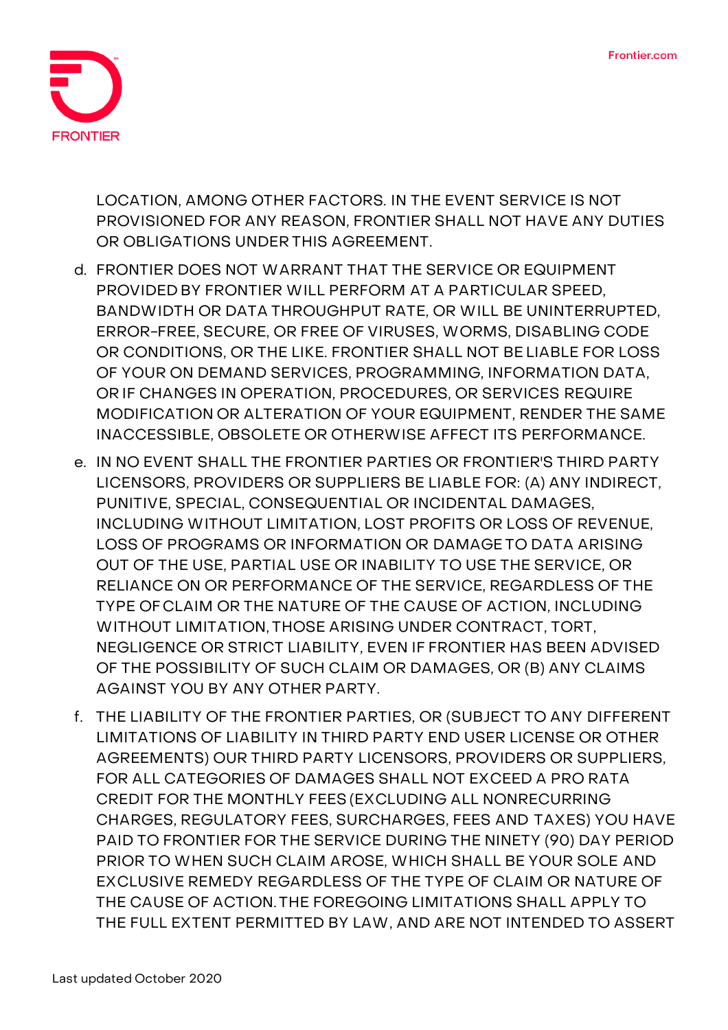LOCATION, AMONG OTHER FACTORS. IN THE EVENT SERVICE IS NOT PROVISIONED FOR ANY REASON, FRONTIER SHALL NOT HAVE ANY DUTIES OR OBLIGATIONS UNDER THIS AGREEMENT.

d. FRONTIER DOES NOT WARRANT THAT THE SERVICE OR EQUIPMENT PROVIDED BY FRONTIER WILL PERFORM AT A PARTICULAR SPEED, BANDWIDTH OR DATA THROUGHPUT RATE, OR WILL BE UNINTERRUPTED, ERROR-FREE, SECURE, OR FREE OF VIRUSES, WORMS, DISABLING CODE OR CONDITIONS, OR THE LIKE. FRONTIER SHALL NOT BE LIABLE FOR LOSS OF YOUR ON DEMAND SERVICES, PROGRAMMING, INFORMATION DATA, OR IF CHANGES IN OPERATION, PROCEDURES, OR SERVICES REQUIRE MODIFICATION OR ALTERATION OF YOUR EQUIPMENT, RENDER THE SAME INACCESSIBLE, OBSOLETE OR OTHERWISE AFFECT ITS PERFORMANCE.

e. IN NO EVENT SHALL THE FRONTIER PARTIES OR FRONTIER'S THIRD PARTY LICENSORS, PROVIDERS OR SUPPLIERS BE LIABLE FOR: (A) ANY INDIRECT, PUNITIVE, SPECIAL, CONSEQUENTIAL OR INCIDENTAL DAMAGES, INCLUDING WITHOUT LIMITATION, LOST PROFITS OR LOSS OF REVENUE, LOSS OF PROGRAMS OR INFORMATION OR DAMAGE TO DATA ARISING OUT OF THE USE, PARTIAL USE OR INABILITY TO USE THE SERVICE, OR RELIANCE ON OR PERFORMANCE OF THE SERVICE, REGARDLESS OF THE TYPE OF CLAIM OR THE NATURE OF THE CAUSE OF ACTION, INCLUDING WITHOUT LIMITATION, THOSE ARISING UNDER CONTRACT, TORT, NEGLIGENCE OR STRICT LIABILITY, EVEN IF FRONTIER HAS BEEN ADVISED OF THE POSSIBILITY OF SUCH CLAIM OR DAMAGES, OR (B) ANY CLAIMS AGAINST YOU BY ANY OTHER PARTY.

f. THE LIABILITY OF THE FRONTIER PARTIES, OR (SUBJECT TO ANY DIFFERENT LIMITATIONS OF LIABILITY IN THIRD PARTY END USER LICENSE OR OTHER AGREEMENTS) OUR THIRD PARTY LICENSORS, PROVIDERS OR SUPPLIERS, FOR ALL CATEGORIES OF DAMAGES SHALL NOT EXCEED A PRO RATA CREDIT FOR THE MONTHLY FEES (EXCLUDING ALL NONRECURRING CHARGES, REGULATORY FEES, SURCHARGES, FEES AND TAXES) YOU HAVE PAID TO FRONTIER FOR THE SERVICE DURING THE NINETY (90) DAY PERIOD PRIOR TO WHEN SUCH CLAIM AROSE, WHICH SHALL BE YOUR SOLE AND EXCLUSIVE REMEDY REGARDLESS OF THE TYPE OF CLAIM OR NATURE OF THE CAUSE OF ACTION. THE FOREGOING LIMITATIONS SHALL APPLY TO THE FULL EXTENT PERMITTED BY LAW, AND ARE NOT INTENDED TO ASSERT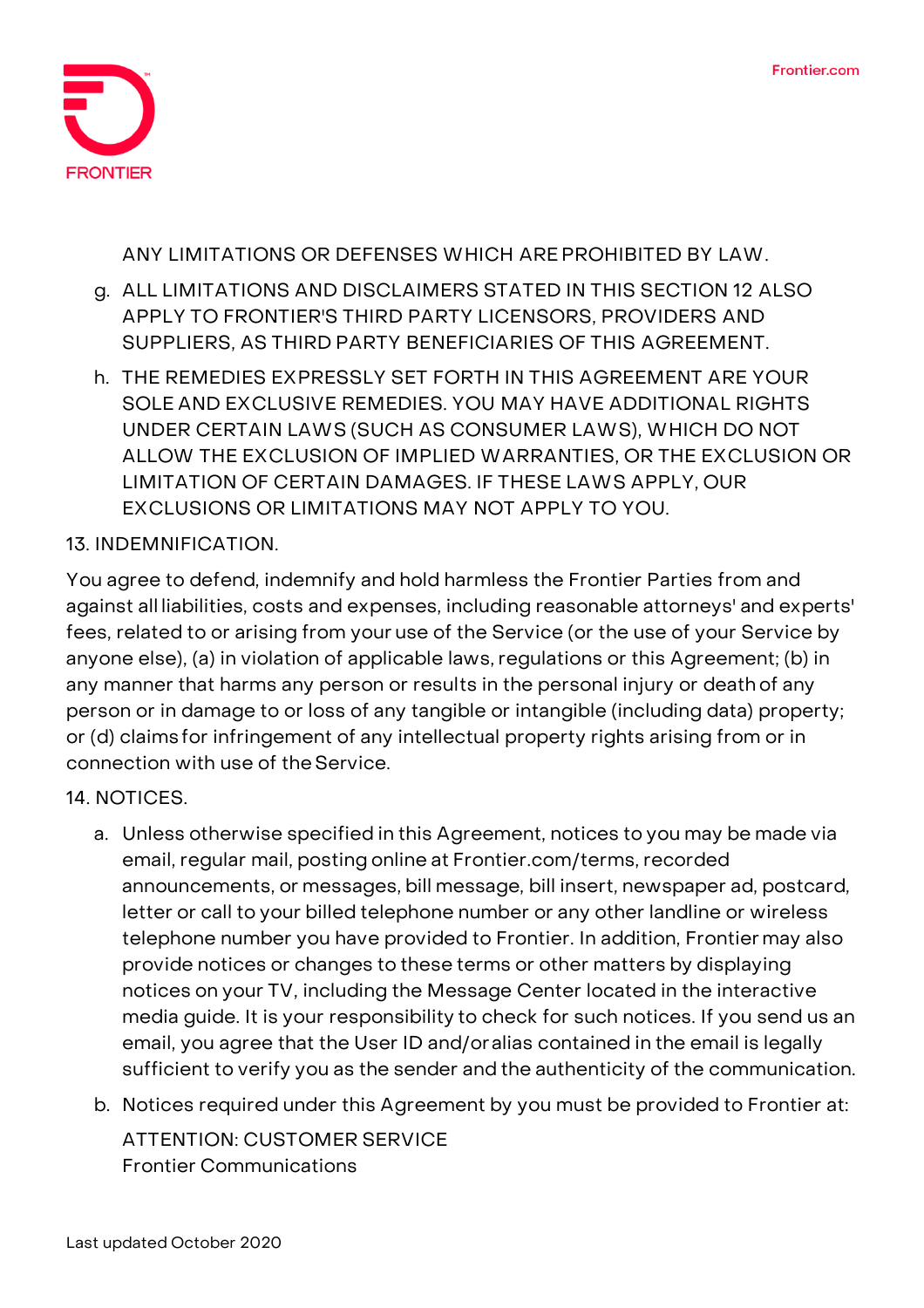ANY LIMITATIONS OR DEFENSES WHICH ARE PROHIBITED BY LAW.

g. ALL LIMITATIONS AND DISCLAIMERS STATED IN THIS SECTION 12 ALSO APPLY TO FRONTIER'S THIRD PARTY LICENSORS, PROVIDERS AND SUPPLIERS, AS THIRD PARTY BENEFICIARIES OF THIS AGREEMENT.

h. THE REMEDIES EXPRESSLY SET FORTH IN THIS AGREEMENT ARE YOUR SOLE AND EXCLUSIVE REMEDIES. YOU MAY HAVE ADDITIONAL RIGHTS UNDER CERTAIN LAWS (SUCH AS CONSUMER LAWS), WHICH DO NOT ALLOW THE EXCLUSION OF IMPLIED WARRANTIES, OR THE EXCLUSION OR LIMITATION OF CERTAIN DAMAGES. IF THESE LAWS APPLY, OUR EXCLUSIONS OR LIMITATIONS MAY NOT APPLY TO YOU.

13. INDEMNIFICATION.

You agree to defend, indemnify and hold harmless the Frontier Parties from and against all liabilities, costs and expenses, including reasonable attorneys' and experts' fees, related to or arising from your use of the Service (or the use of your Service by anyone else), (a) in violation of applicable laws, regulations or this Agreement; (b) in any manner that harms any person or results in the personal injury or death of any person or in damage to or loss of any tangible or intangible (including data) property; or (d) claims for infringement of any intellectual property rights arising from or in connection with use of the Service.

14. NOTICES.

a. Unless otherwise specified in this Agreement, notices to you may be made via email, regular mail, posting online at Frontier.com/terms, recorded announcements, or messages, bill message, bill insert, newspaper ad, postcard, letter or call to your billed telephone number or any other landline or wireless telephone number you have provided to Frontier. In addition, Frontier may also provide notices or changes to these terms or other matters by displaying notices on your TV, including the Message Center located in the interactive media guide. It is your responsibility to check for such notices. If you send us an email, you agree that the User ID and/or alias contained in the email is legally sufficient to verify you as the sender and the authenticity of the communication.

b. Notices required under this Agreement by you must be provided to Frontier at:

   ATTENTION: CUSTOMER SERVICE
   Frontier Communications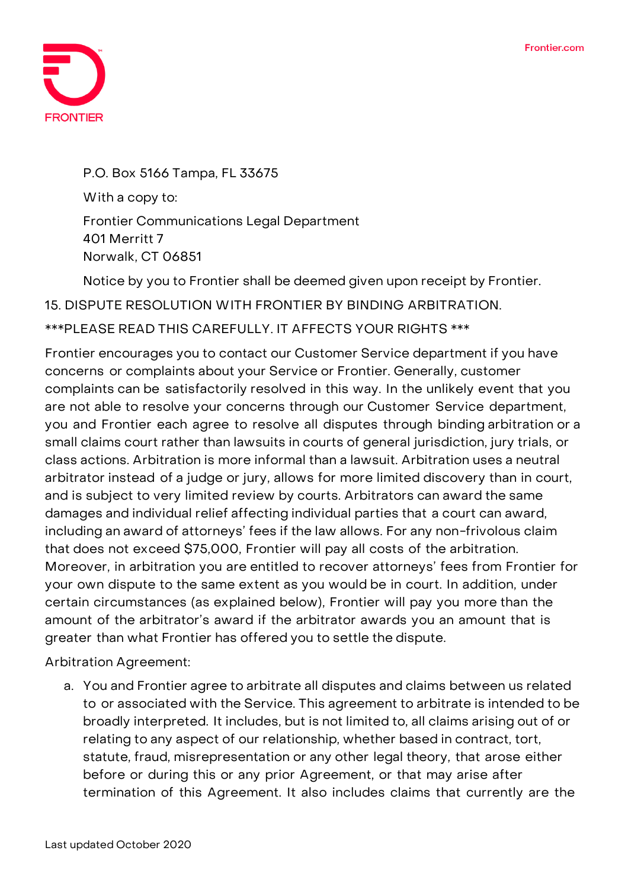P.O. Box 5166 Tampa, FL 33675

With a copy to:

Frontier Communications Legal Department
401 Merritt 7
Norwalk, CT 06851

Notice by you to Frontier shall be deemed given upon receipt by Frontier.

15. DISPUTE RESOLUTION WITH FRONTIER BY BINDING ARBITRATION.

***PLEASE READ THIS CAREFULLY. IT AFFECTS YOUR RIGHTS ***

Frontier encourages you to contact our Customer Service department if you have concerns or complaints about your Service or Frontier. Generally, customer complaints can be satisfactorily resolved in this way. In the unlikely event that you are not able to resolve your concerns through our Customer Service department, you and Frontier each agree to resolve all disputes through binding arbitration or a small claims court rather than lawsuits in courts of general jurisdiction, jury trials, or class actions. Arbitration is more informal than a lawsuit. Arbitration uses a neutral arbitrator instead of a judge or jury, allows for more limited discovery than in court, and is subject to very limited review by courts. Arbitrators can award the same damages and individual relief affecting individual parties that a court can award, including an award of attorneys' fees if the law allows. For any non-frivolous claim that does not exceed $75,000, Frontier will pay all costs of the arbitration. Moreover, in arbitration you are entitled to recover attorneys' fees from Frontier for your own dispute to the same extent as you would be in court. In addition, under certain circumstances (as explained below), Frontier will pay you more than the amount of the arbitrator's award if the arbitrator awards you an amount that is greater than what Frontier has offered you to settle the dispute.

Arbitration Agreement:

a. You and Frontier agree to arbitrate all disputes and claims between us related to or associated with the Service. This agreement to arbitrate is intended to be broadly interpreted. It includes, but is not limited to, all claims arising out of or relating to any aspect of our relationship, whether based in contract, tort, statute, fraud, misrepresentation or any other legal theory, that arose either before or during this or any prior Agreement, or that may arise after termination of this Agreement. It also includes claims that currently are the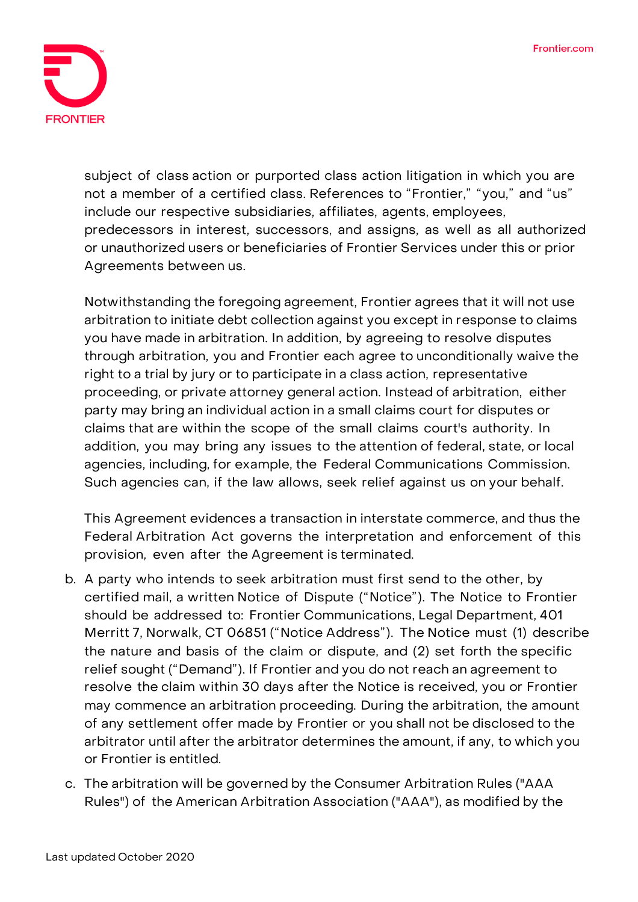subject of class action or purported class action litigation in which you are not a member of a certified class. References to "Frontier," "you," and "us" include our respective subsidiaries, affiliates, agents, employees, predecessors in interest, successors, and assigns, as well as all authorized or unauthorized users or beneficiaries of Frontier Services under this or prior Agreements between us.

Notwithstanding the foregoing agreement, Frontier agrees that it will not use arbitration to initiate debt collection against you except in response to claims you have made in arbitration. In addition, by agreeing to resolve disputes through arbitration, you and Frontier each agree to unconditionally waive the right to a trial by jury or to participate in a class action, representative proceeding, or private attorney general action. Instead of arbitration, either party may bring an individual action in a small claims court for disputes or claims that are within the scope of the small claims court's authority. In addition, you may bring any issues to the attention of federal, state, or local agencies, including, for example, the Federal Communications Commission. Such agencies can, if the law allows, seek relief against us on your behalf.

This Agreement evidences a transaction in interstate commerce, and thus the Federal Arbitration Act governs the interpretation and enforcement of this provision, even after the Agreement is terminated.

b. A party who intends to seek arbitration must first send to the other, by certified mail, a written Notice of Dispute ("Notice"). The Notice to Frontier should be addressed to: Frontier Communications, Legal Department, 401 Merritt 7, Norwalk, CT 06851 ("Notice Address"). The Notice must (1) describe the nature and basis of the claim or dispute, and (2) set forth the specific relief sought ("Demand"). If Frontier and you do not reach an agreement to resolve the claim within 30 days after the Notice is received, you or Frontier may commence an arbitration proceeding. During the arbitration, the amount of any settlement offer made by Frontier or you shall not be disclosed to the arbitrator until after the arbitrator determines the amount, if any, to which you or Frontier is entitled.

c. The arbitration will be governed by the Consumer Arbitration Rules ("AAA Rules") of the American Arbitration Association ("AAA"), as modified by the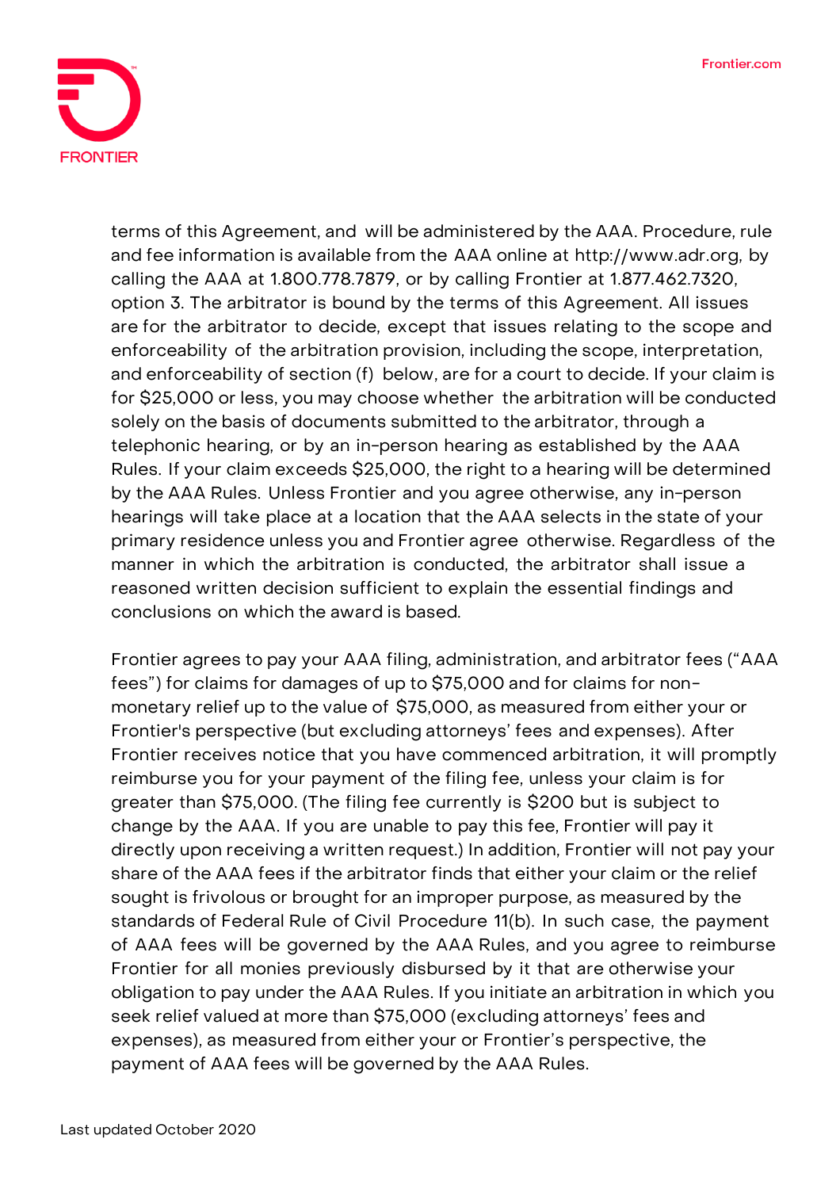terms of this Agreement, and will be administered by the AAA. Procedure, rule and fee information is available from the AAA online at http://www.adr.org, by calling the AAA at 1.800.778.7879, or by calling Frontier at 1.877.462.7320, option 3. The arbitrator is bound by the terms of this Agreement. All issues are for the arbitrator to decide, except that issues relating to the scope and enforceability of the arbitration provision, including the scope, interpretation, and enforceability of section (f) below, are for a court to decide. If your claim is for $25,000 or less, you may choose whether the arbitration will be conducted solely on the basis of documents submitted to the arbitrator, through a telephonic hearing, or by an in-person hearing as established by the AAA Rules. If your claim exceeds $25,000, the right to a hearing will be determined by the AAA Rules. Unless Frontier and you agree otherwise, any in-person hearings will take place at a location that the AAA selects in the state of your primary residence unless you and Frontier agree otherwise. Regardless of the manner in which the arbitration is conducted, the arbitrator shall issue a reasoned written decision sufficient to explain the essential findings and conclusions on which the award is based.

Frontier agrees to pay your AAA filing, administration, and arbitrator fees ("AAA fees") for claims for damages of up to $75,000 and for claims for non-monetary relief up to the value of $75,000, as measured from either your or Frontier's perspective (but excluding attorneys' fees and expenses). After Frontier receives notice that you have commenced arbitration, it will promptly reimburse you for your payment of the filing fee, unless your claim is for greater than $75,000. (The filing fee currently is $200 but is subject to change by the AAA. If you are unable to pay this fee, Frontier will pay it directly upon receiving a written request.) In addition, Frontier will not pay your share of the AAA fees if the arbitrator finds that either your claim or the relief sought is frivolous or brought for an improper purpose, as measured by the standards of Federal Rule of Civil Procedure 11(b). In such case, the payment of AAA fees will be governed by the AAA Rules, and you agree to reimburse Frontier for all monies previously disbursed by it that are otherwise your obligation to pay under the AAA Rules. If you initiate an arbitration in which you seek relief valued at more than $75,000 (excluding attorneys' fees and expenses), as measured from either your or Frontier's perspective, the payment of AAA fees will be governed by the AAA Rules.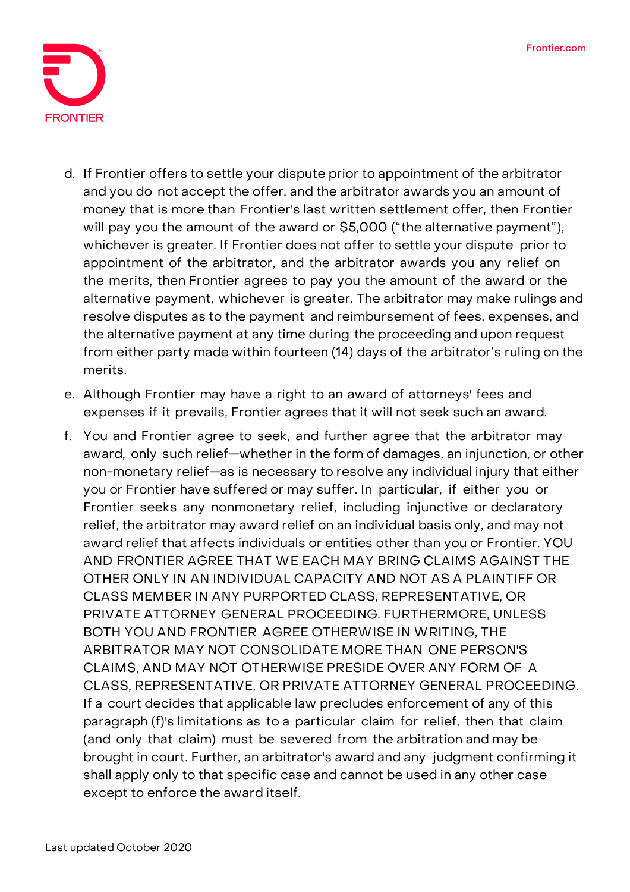d. If Frontier offers to settle your dispute prior to appointment of the arbitrator and you do not accept the offer, and the arbitrator awards you an amount of money that is more than Frontier's last written settlement offer, then Frontier will pay you the amount of the award or $5,000 ("the alternative payment"), whichever is greater. If Frontier does not offer to settle your dispute prior to appointment of the arbitrator, and the arbitrator awards you any relief on the merits, then Frontier agrees to pay you the amount of the award or the alternative payment, whichever is greater. The arbitrator may make rulings and resolve disputes as to the payment and reimbursement of fees, expenses, and the alternative payment at any time during the proceeding and upon request from either party made within fourteen (14) days of the arbitrator's ruling on the merits.

e. Although Frontier may have a right to an award of attorneys' fees and expenses if it prevails, Frontier agrees that it will not seek such an award.

f. You and Frontier agree to seek, and further agree that the arbitrator may award, only such relief—whether in the form of damages, an injunction, or other non-monetary relief—as is necessary to resolve any individual injury that either you or Frontier have suffered or may suffer. In particular, if either you or Frontier seeks any nonmonetary relief, including injunctive or declaratory relief, the arbitrator may award relief on an individual basis only, and may not award relief that affects individuals or entities other than you or Frontier. YOU AND FRONTIER AGREE THAT WE EACH MAY BRING CLAIMS AGAINST THE OTHER ONLY IN AN INDIVIDUAL CAPACITY AND NOT AS A PLAINTIFF OR CLASS MEMBER IN ANY PURPORTED CLASS, REPRESENTATIVE, OR PRIVATE ATTORNEY GENERAL PROCEEDING. FURTHERMORE, UNLESS BOTH YOU AND FRONTIER AGREE OTHERWISE IN WRITING, THE ARBITRATOR MAY NOT CONSOLIDATE MORE THAN ONE PERSON'S CLAIMS, AND MAY NOT OTHERWISE PRESIDE OVER ANY FORM OF A CLASS, REPRESENTATIVE, OR PRIVATE ATTORNEY GENERAL PROCEEDING. If a court decides that applicable law precludes enforcement of any of this paragraph (f)'s limitations as to a particular claim for relief, then that claim (and only that claim) must be severed from the arbitration and may be brought in court. Further, an arbitrator's award and any judgment confirming it shall apply only to that specific case and cannot be used in any other case except to enforce the award itself.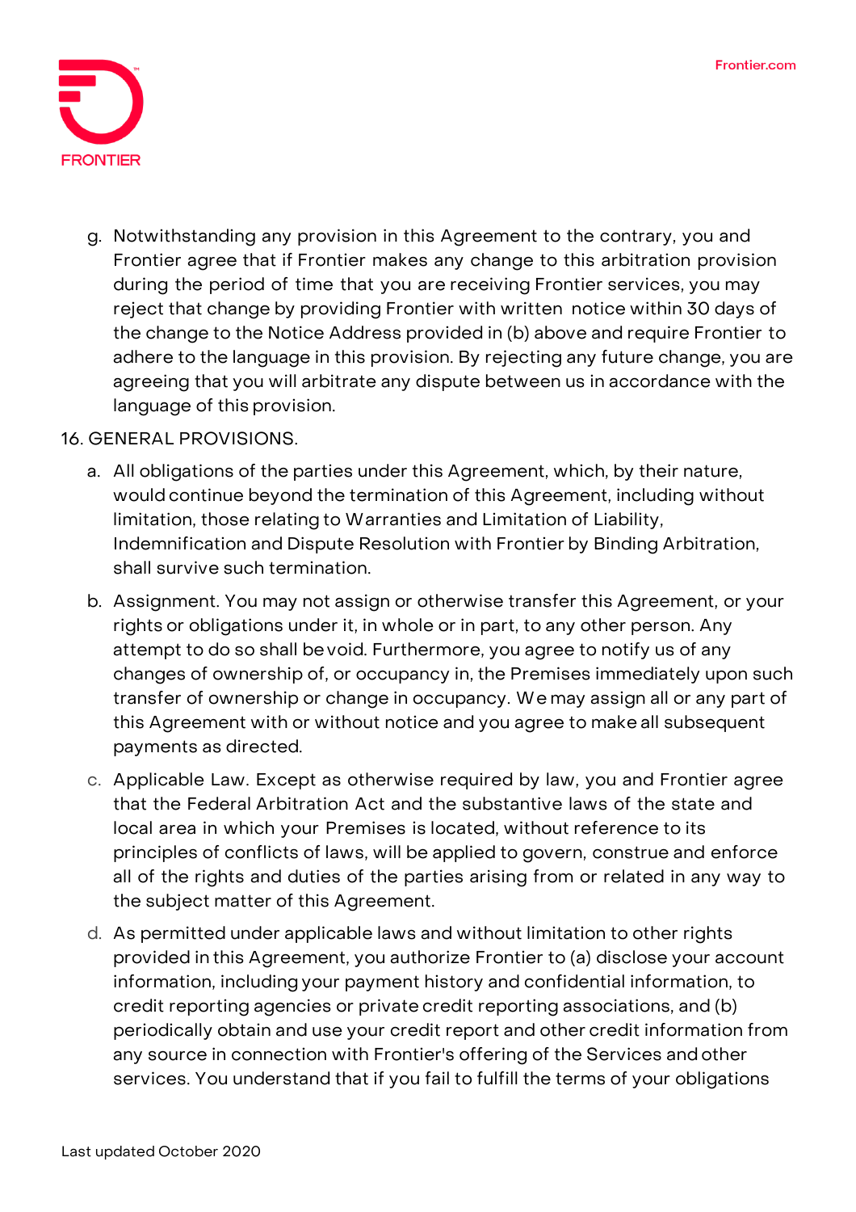g. Notwithstanding any provision in this Agreement to the contrary, you and Frontier agree that if Frontier makes any change to this arbitration provision during the period of time that you are receiving Frontier services, you may reject that change by providing Frontier with written notice within 30 days of the change to the Notice Address provided in (b) above and require Frontier to adhere to the language in this provision. By rejecting any future change, you are agreeing that you will arbitrate any dispute between us in accordance with the language of this provision.

16. GENERAL PROVISIONS.

a. All obligations of the parties under this Agreement, which, by their nature, would continue beyond the termination of this Agreement, including without limitation, those relating to Warranties and Limitation of Liability, Indemnification and Dispute Resolution with Frontier by Binding Arbitration, shall survive such termination.

b. Assignment. You may not assign or otherwise transfer this Agreement, or your rights or obligations under it, in whole or in part, to any other person. Any attempt to do so shall be void. Furthermore, you agree to notify us of any changes of ownership of, or occupancy in, the Premises immediately upon such transfer of ownership or change in occupancy. We may assign all or any part of this Agreement with or without notice and you agree to make all subsequent payments as directed.

c. Applicable Law. Except as otherwise required by law, you and Frontier agree that the Federal Arbitration Act and the substantive laws of the state and local area in which your Premises is located, without reference to its principles of conflicts of laws, will be applied to govern, construe and enforce all of the rights and duties of the parties arising from or related in any way to the subject matter of this Agreement.

d. As permitted under applicable laws and without limitation to other rights provided in this Agreement, you authorize Frontier to (a) disclose your account information, including your payment history and confidential information, to credit reporting agencies or private credit reporting associations, and (b) periodically obtain and use your credit report and other credit information from any source in connection with Frontier's offering of the Services and other services. You understand that if you fail to fulfill the terms of your obligations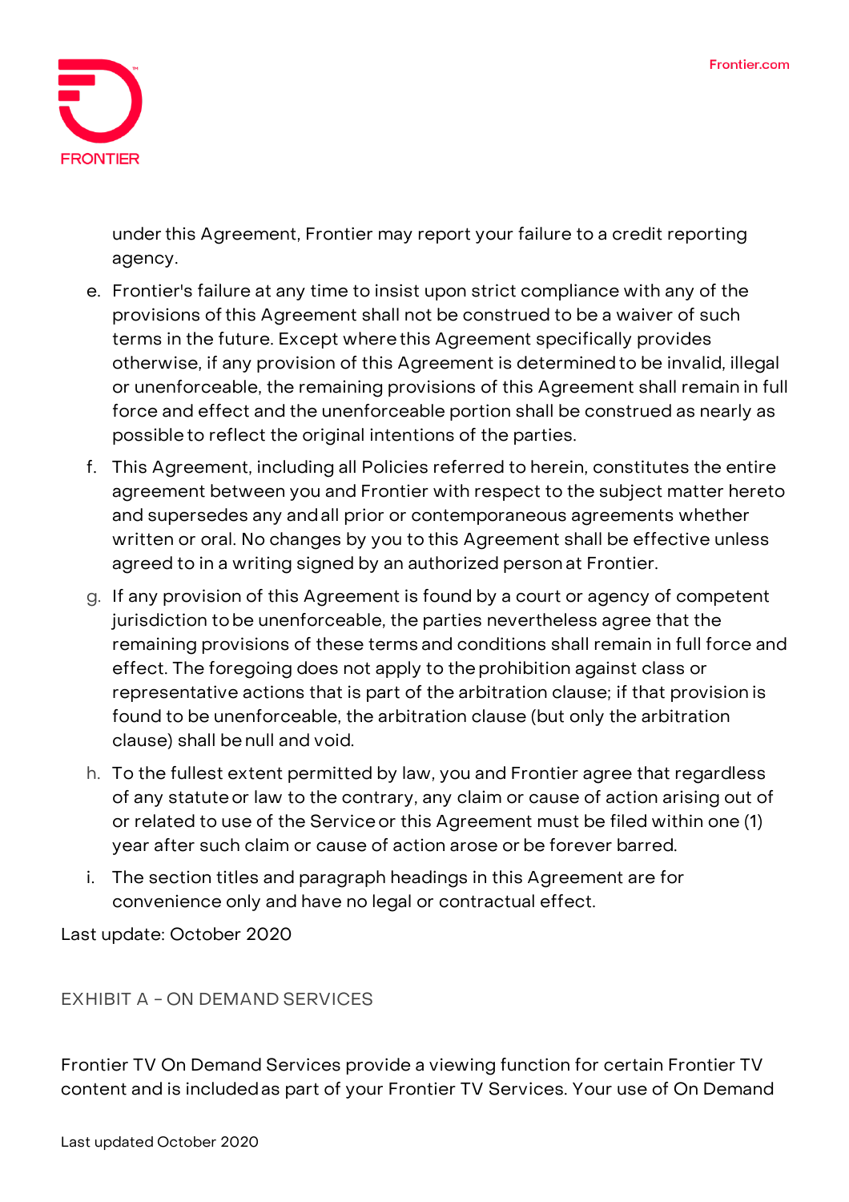under this Agreement, Frontier may report your failure to a credit reporting agency.

e. Frontier's failure at any time to insist upon strict compliance with any of the provisions of this Agreement shall not be construed to be a waiver of such terms in the future. Except where this Agreement specifically provides otherwise, if any provision of this Agreement is determined to be invalid, illegal or unenforceable, the remaining provisions of this Agreement shall remain in full force and effect and the unenforceable portion shall be construed as nearly as possible to reflect the original intentions of the parties.
f. This Agreement, including all Policies referred to herein, constitutes the entire agreement between you and Frontier with respect to the subject matter hereto and supersedes any and all prior or contemporaneous agreements whether written or oral. No changes by you to this Agreement shall be effective unless agreed to in a writing signed by an authorized person at Frontier.
g. If any provision of this Agreement is found by a court or agency of competent jurisdiction to be unenforceable, the parties nevertheless agree that the remaining provisions of these terms and conditions shall remain in full force and effect. The foregoing does not apply to the prohibition against class or representative actions that is part of the arbitration clause; if that provision is found to be unenforceable, the arbitration clause (but only the arbitration clause) shall be null and void.
h. To the fullest extent permitted by law, you and Frontier agree that regardless of any statute or law to the contrary, any claim or cause of action arising out of or related to use of the Service or this Agreement must be filed within one (1) year after such claim or cause of action arose or be forever barred.
i. The section titles and paragraph headings in this Agreement are for convenience only and have no legal or contractual effect.

Last update: October 2020

## EXHIBIT A – ON DEMAND SERVICES

Frontier TV On Demand Services provide a viewing function for certain Frontier TV content and is included as part of your Frontier TV Services. Your use of On Demand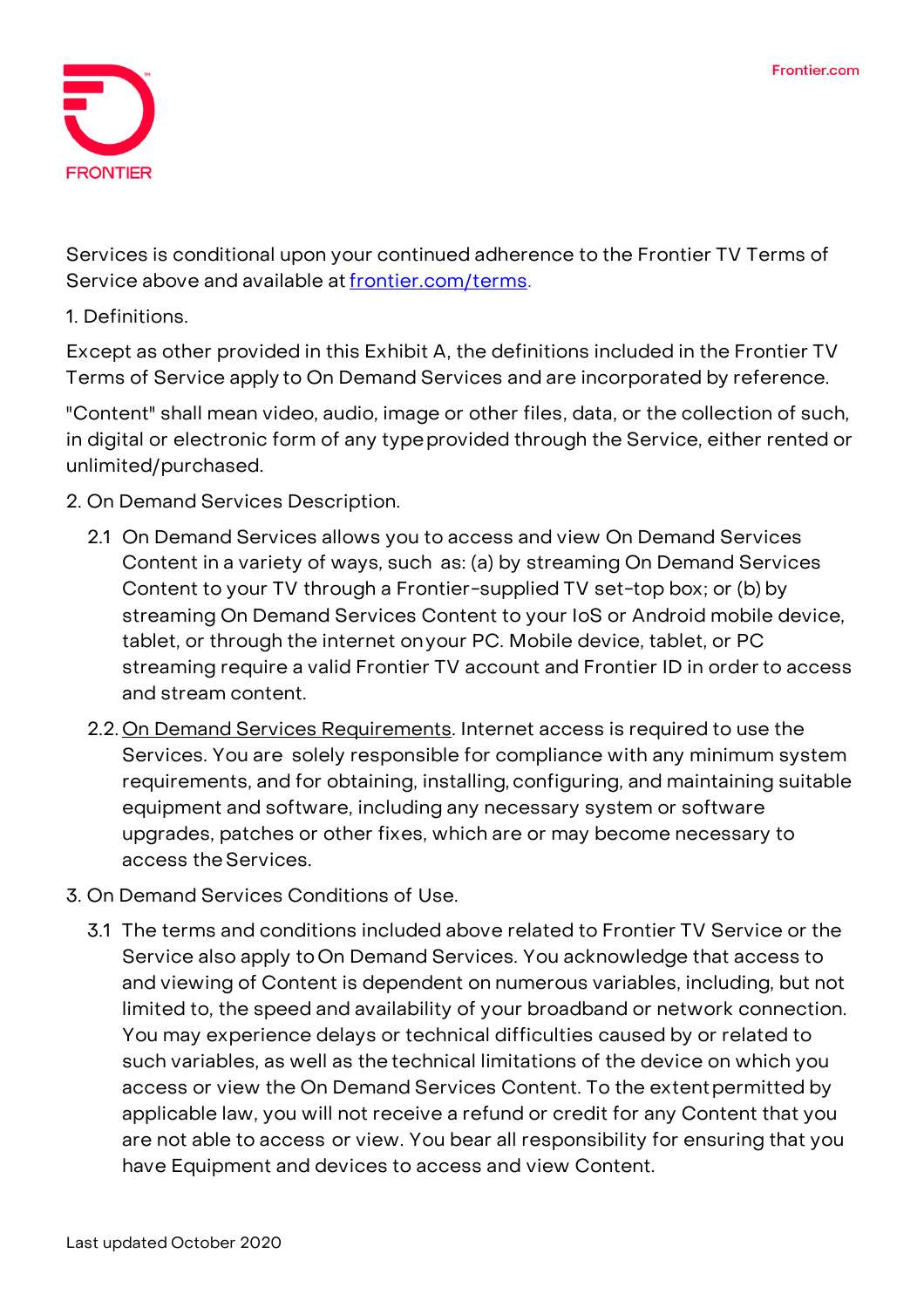Services is conditional upon your continued adherence to the Frontier TV Terms of Service above and available at [frontier.com/terms](frontier.com/terms).

1. Definitions.

Except as other provided in this Exhibit A, the definitions included in the Frontier TV Terms of Service apply to On Demand Services and are incorporated by reference.

"Content" shall mean video, audio, image or other files, data, or the collection of such, in digital or electronic form of any type provided through the Service, either rented or unlimited/purchased.

2. On Demand Services Description.

   2.1 On Demand Services allows you to access and view On Demand Services Content in a variety of ways, such as: (a) by streaming On Demand Services Content to your TV through a Frontier-supplied TV set-top box; or (b) by streaming On Demand Services Content to your IoS or Android mobile device, tablet, or through the internet on your PC. Mobile device, tablet, or PC streaming require a valid Frontier TV account and Frontier ID in order to access and stream content.

   2.2. On Demand Services Requirements. Internet access is required to use the Services. You are solely responsible for compliance with any minimum system requirements, and for obtaining, installing, configuring, and maintaining suitable equipment and software, including any necessary system or software upgrades, patches or other fixes, which are or may become necessary to access the Services.

3. On Demand Services Conditions of Use.

   3.1 The terms and conditions included above related to Frontier TV Service or the Service also apply to On Demand Services. You acknowledge that access to and viewing of Content is dependent on numerous variables, including, but not limited to, the speed and availability of your broadband or network connection. You may experience delays or technical difficulties caused by or related to such variables, as well as the technical limitations of the device on which you access or view the On Demand Services Content. To the extent permitted by applicable law, you will not receive a refund or credit for any Content that you are not able to access or view. You bear all responsibility for ensuring that you have Equipment and devices to access and view Content.

Last updated October 2020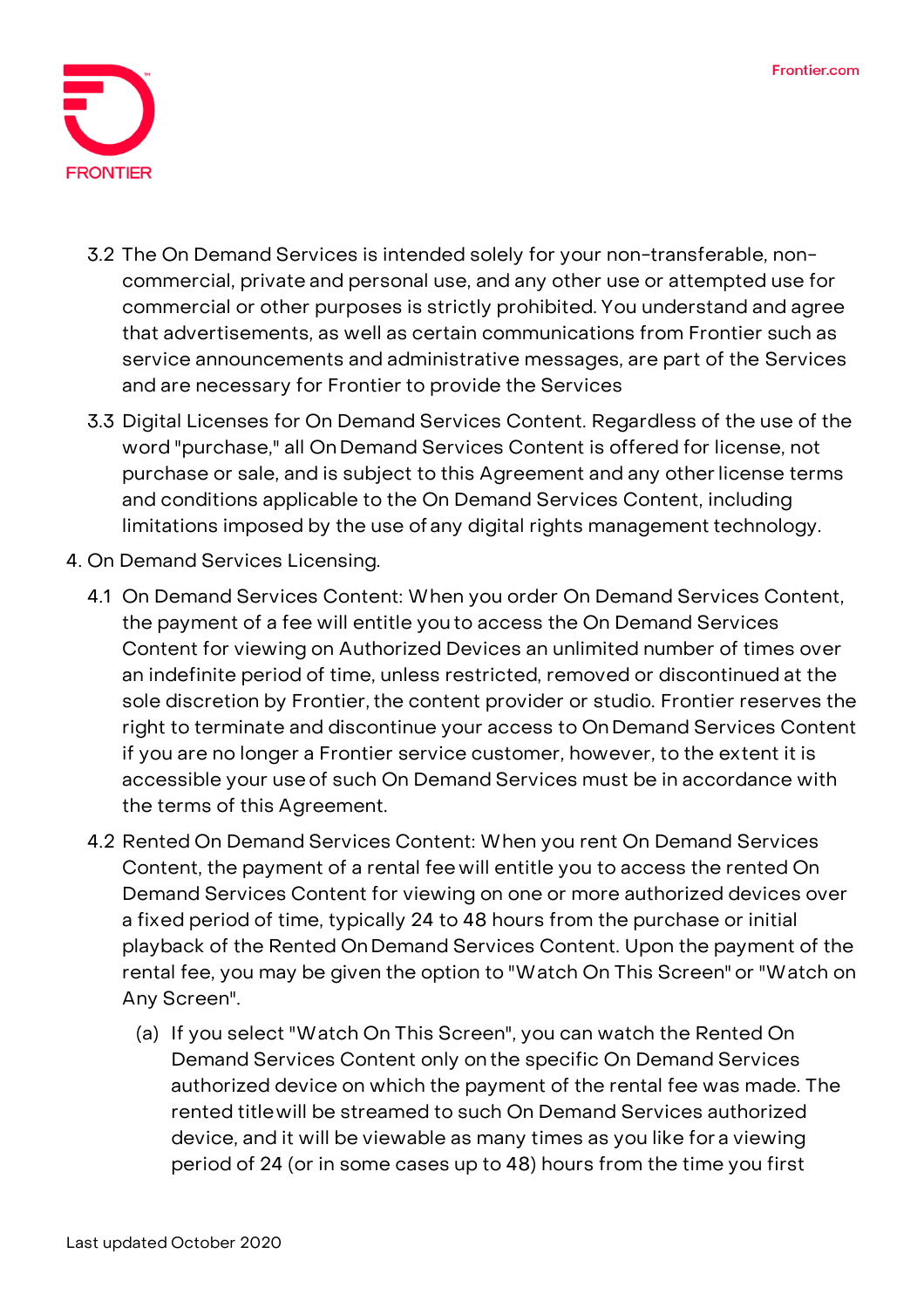3.2 The On Demand Services is intended solely for your non-transferable, non-commercial, private and personal use, and any other use or attempted use for commercial or other purposes is strictly prohibited. You understand and agree that advertisements, as well as certain communications from Frontier such as service announcements and administrative messages, are part of the Services and are necessary for Frontier to provide the Services

3.3 Digital Licenses for On Demand Services Content. Regardless of the use of the word "purchase," all On Demand Services Content is offered for license, not purchase or sale, and is subject to this Agreement and any other license terms and conditions applicable to the On Demand Services Content, including limitations imposed by the use of any digital rights management technology.

4. On Demand Services Licensing.

4.1 On Demand Services Content: When you order On Demand Services Content, the payment of a fee will entitle you to access the On Demand Services Content for viewing on Authorized Devices an unlimited number of times over an indefinite period of time, unless restricted, removed or discontinued at the sole discretion by Frontier, the content provider or studio. Frontier reserves the right to terminate and discontinue your access to On Demand Services Content if you are no longer a Frontier service customer, however, to the extent it is accessible your use of such On Demand Services must be in accordance with the terms of this Agreement.

4.2 Rented On Demand Services Content: When you rent On Demand Services Content, the payment of a rental fee will entitle you to access the rented On Demand Services Content for viewing on one or more authorized devices over a fixed period of time, typically 24 to 48 hours from the purchase or initial playback of the Rented On Demand Services Content. Upon the payment of the rental fee, you may be given the option to "Watch On This Screen" or "Watch on Any Screen".

(a) If you select "Watch On This Screen", you can watch the Rented On Demand Services Content only on the specific On Demand Services authorized device on which the payment of the rental fee was made. The rented title will be streamed to such On Demand Services authorized device, and it will be viewable as many times as you like for a viewing period of 24 (or in some cases up to 48) hours from the time you first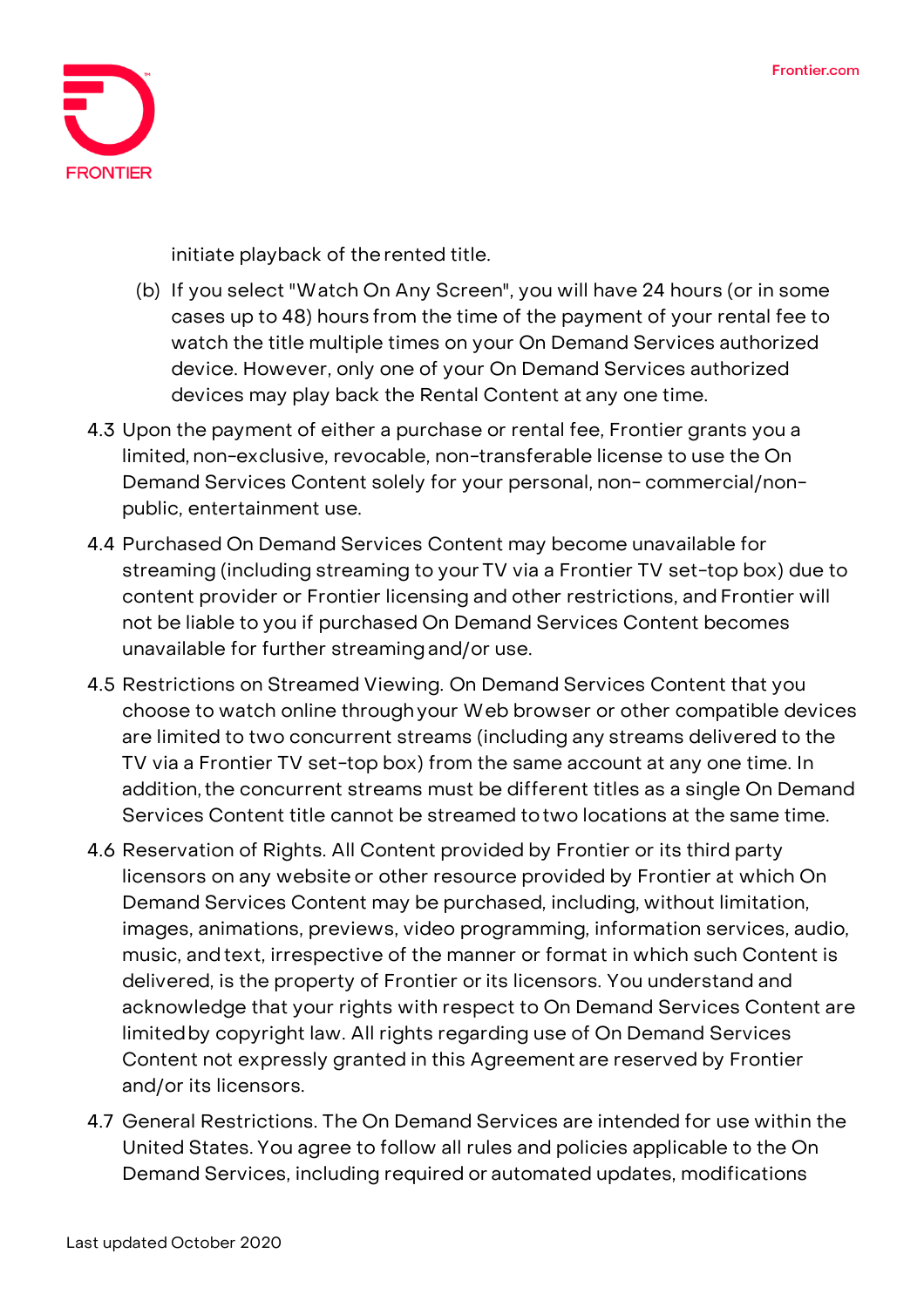initiate playback of the rented title.

(b) If you select "Watch On Any Screen", you will have 24 hours (or in some cases up to 48) hours from the time of the payment of your rental fee to watch the title multiple times on your On Demand Services authorized device. However, only one of your On Demand Services authorized devices may play back the Rental Content at any one time.

4.3 Upon the payment of either a purchase or rental fee, Frontier grants you a limited, non-exclusive, revocable, non-transferable license to use the On Demand Services Content solely for your personal, non- commercial/non-public, entertainment use.

4.4 Purchased On Demand Services Content may become unavailable for streaming (including streaming to your TV via a Frontier TV set-top box) due to content provider or Frontier licensing and other restrictions, and Frontier will not be liable to you if purchased On Demand Services Content becomes unavailable for further streaming and/or use.

4.5 Restrictions on Streamed Viewing. On Demand Services Content that you choose to watch online through your Web browser or other compatible devices are limited to two concurrent streams (including any streams delivered to the TV via a Frontier TV set-top box) from the same account at any one time. In addition, the concurrent streams must be different titles as a single On Demand Services Content title cannot be streamed to two locations at the same time.

4.6 Reservation of Rights. All Content provided by Frontier or its third party licensors on any website or other resource provided by Frontier at which On Demand Services Content may be purchased, including, without limitation, images, animations, previews, video programming, information services, audio, music, and text, irrespective of the manner or format in which such Content is delivered, is the property of Frontier or its licensors. You understand and acknowledge that your rights with respect to On Demand Services Content are limited by copyright law. All rights regarding use of On Demand Services Content not expressly granted in this Agreement are reserved by Frontier and/or its licensors.

4.7 General Restrictions. The On Demand Services are intended for use within the United States. You agree to follow all rules and policies applicable to the On Demand Services, including required or automated updates, modifications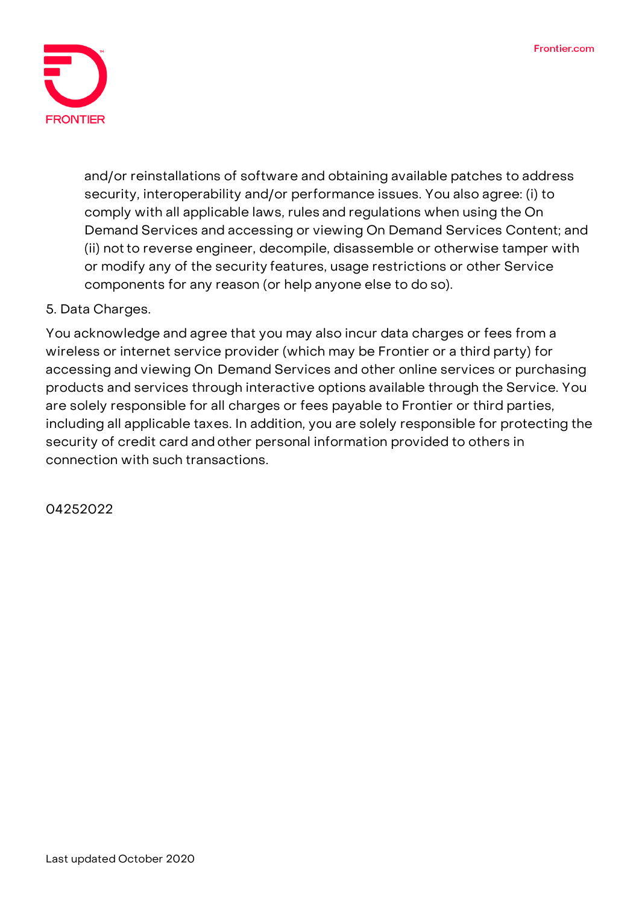and/or reinstallations of software and obtaining available patches to address security, interoperability and/or performance issues. You also agree: (i) to comply with all applicable laws, rules and regulations when using the On Demand Services and accessing or viewing On Demand Services Content; and (ii) not to reverse engineer, decompile, disassemble or otherwise tamper with or modify any of the security features, usage restrictions or other Service components for any reason (or help anyone else to do so).

5. Data Charges.

You acknowledge and agree that you may also incur data charges or fees from a wireless or internet service provider (which may be Frontier or a third party) for accessing and viewing On Demand Services and other online services or purchasing products and services through interactive options available through the Service. You are solely responsible for all charges or fees payable to Frontier or third parties, including all applicable taxes. In addition, you are solely responsible for protecting the security of credit card and other personal information provided to others in connection with such transactions.

04252022